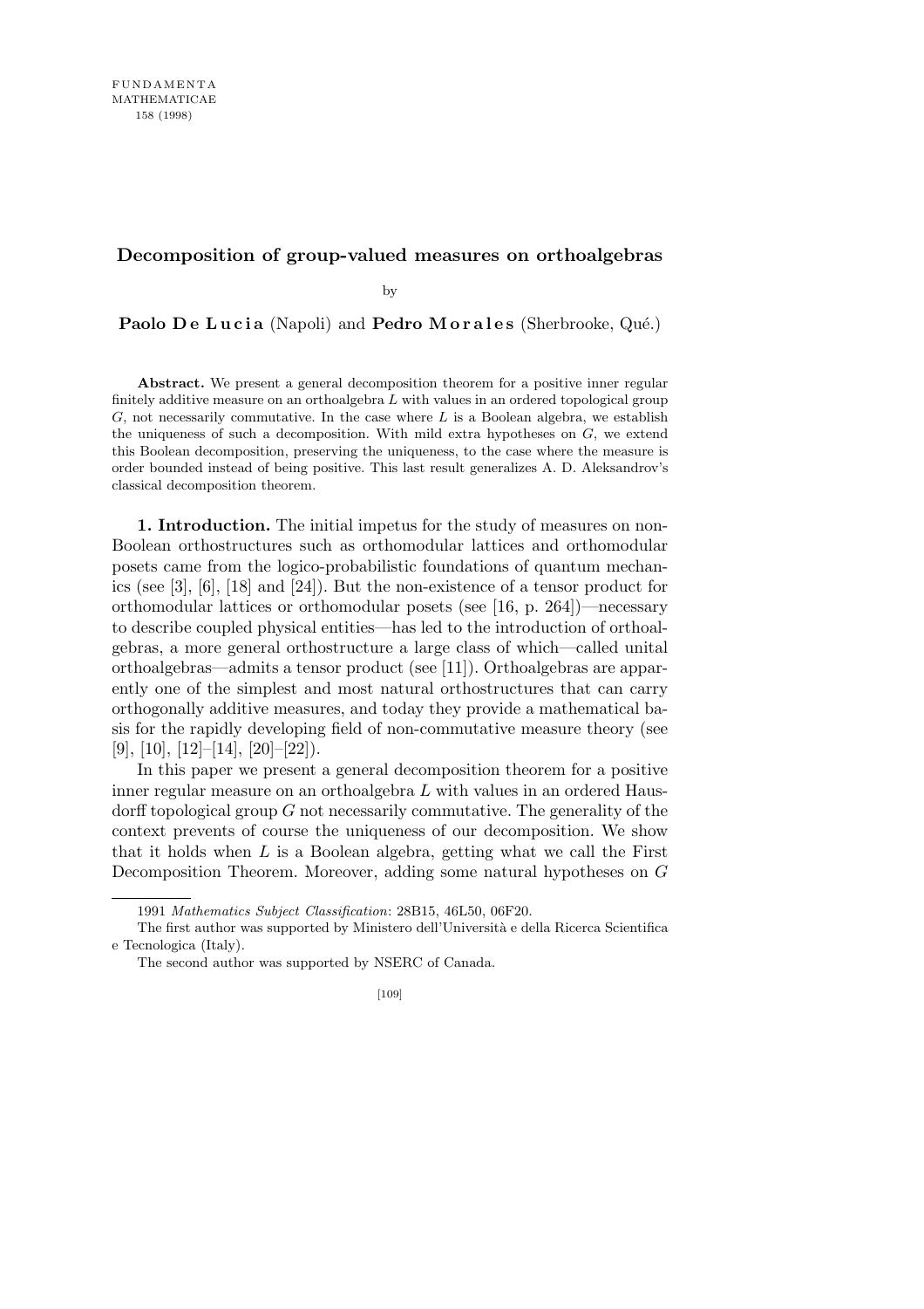# Decomposition of group-valued measures on orthoalgebras

by

**Paolo De Lucia** (Napoli) and **Pedro Morales** (Sherbrooke, Qué.)

**Abstract.** We present a general decomposition theorem for a positive inner regular finitely additive measure on an orthoalgebra $L$ with values in an ordered topological group $G$, not necessarily commutative. In the case where $L$ is a Boolean algebra, we establish the uniqueness of such a decomposition. With mild extra hypotheses on $G$, we extend this Boolean decomposition, preserving the uniqueness, to the case where the measure is order bounded instead of being positive. This last result generalizes A. D. Aleksandrov's classical decomposition theorem.

**1. Introduction.** The initial impetus for the study of measures on non-Boolean orthostructures such as orthomodular lattices and orthomodular posets came from the logico-probabilistic foundations of quantum mechanics (see [3], [6], [18] and [24]). But the non-existence of a tensor product for orthomodular lattices or orthomodular posets (see [16, p. 264])—necessary to describe coupled physical entities—has led to the introduction of orthoalgebras, a more general orthostructure a large class of which—called unital orthoalgebras—admits a tensor product (see [11]). Orthoalgebras are apparently one of the simplest and most natural orthostructures that can carry orthogonally additive measures, and today they provide a mathematical basis for the rapidly developing field of non-commutative measure theory (see [9], [10], [12]–[14], [20]–[22]).

In this paper we present a general decomposition theorem for a positive inner regular measure on an orthoalgebra $L$ with values in an ordered Hausdorff topological group $G$ not necessarily commutative. The generality of the context prevents of course the uniqueness of our decomposition. We show that it holds when $L$ is a Boolean algebra, getting what we call the First Decomposition Theorem. Moreover, adding some natural hypotheses on $G$

---

1991 *Mathematics Subject Classification*: 28B15, 46L50, 06F20.

The first author was supported by Ministero dell'Università e della Ricerca Scientifica e Tecnologica (Italy).

The second author was supported by NSERC of Canada.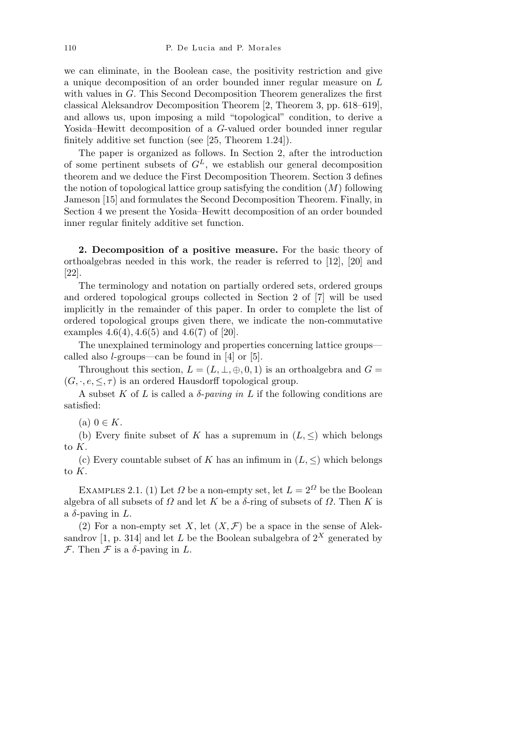we can eliminate, in the Boolean case, the positivity restriction and give a unique decomposition of an order bounded inner regular measure on $L$ with values in $G$. This Second Decomposition Theorem generalizes the first classical Aleksandrov Decomposition Theorem [2, Theorem 3, pp. 618–619], and allows us, upon imposing a mild "topological" condition, to derive a Yosida–Hewitt decomposition of a $G$-valued order bounded inner regular finitely additive set function (see [25, Theorem 1.24]).

The paper is organized as follows. In Section 2, after the introduction of some pertinent subsets of $G^L$, we establish our general decomposition theorem and we deduce the First Decomposition Theorem. Section 3 defines the notion of topological lattice group satisfying the condition $(M)$ following Jameson [15] and formulates the Second Decomposition Theorem. Finally, in Section 4 we present the Yosida–Hewitt decomposition of an order bounded inner regular finitely additive set function.

**2. Decomposition of a positive measure.** For the basic theory of orthoalgebras needed in this work, the reader is referred to [12], [20] and [22].

The terminology and notation on partially ordered sets, ordered groups and ordered topological groups collected in Section 2 of [7] will be used implicitly in the remainder of this paper. In order to complete the list of ordered topological groups given there, we indicate the non-commutative examples 4.6(4), 4.6(5) and 4.6(7) of [20].

The unexplained terminology and properties concerning lattice groups—called also $l$-groups—can be found in [4] or [5].

Throughout this section, $L = (L, \perp, \oplus, 0, 1)$ is an orthoalgebra and $G = (G, \cdot, e, \leq, \tau)$ is an ordered Hausdorff topological group.

A subset $K$ of $L$ is called a *$\delta$-paving in $L$* if the following conditions are satisfied:

(a) $0 \in K$.

(b) Every finite subset of $K$ has a supremum in $(L, \leq)$ which belongs to $K$.

(c) Every countable subset of $K$ has an infimum in $(L, \leq)$ which belongs to $K$.

EXAMPLES 2.1. (1) Let $\Omega$ be a non-empty set, let $L = 2^{\Omega}$ be the Boolean algebra of all subsets of $\Omega$ and let $K$ be a $\delta$-ring of subsets of $\Omega$. Then $K$ is a $\delta$-paving in $L$.

(2) For a non-empty set $X$, let $(X, \mathcal{F})$ be a space in the sense of Aleksandrov [1, p. 314] and let $L$ be the Boolean subalgebra of $2^X$ generated by $\mathcal{F}$. Then $\mathcal{F}$ is a $\delta$-paving in $L$.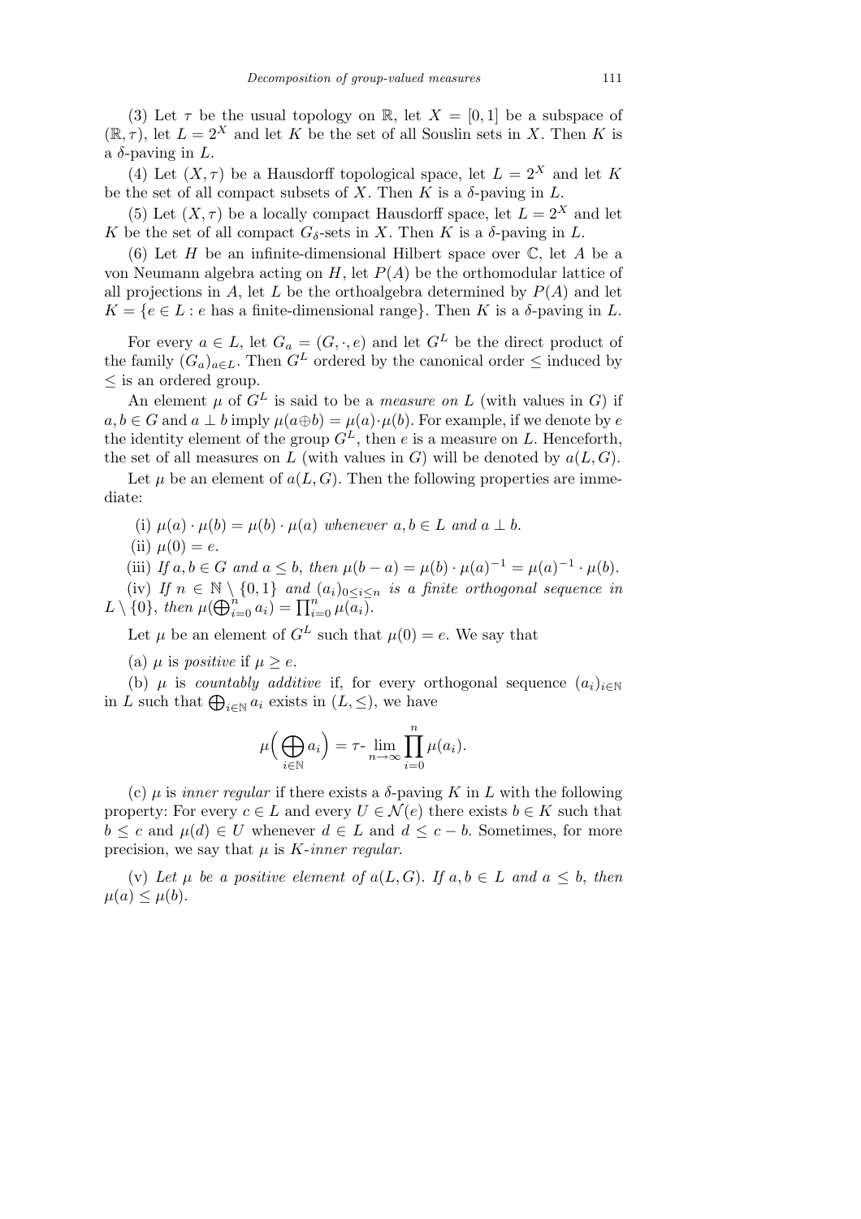(3) Let $\tau$ be the usual topology on $\mathbb{R}$, let $X = [0, 1]$ be a subspace of $(\mathbb{R}, \tau)$, let $L = 2^X$ and let $K$ be the set of all Souslin sets in $X$. Then $K$ is a $\delta$-paving in $L$.

(4) Let $(X, \tau)$ be a Hausdorff topological space, let $L = 2^X$ and let $K$ be the set of all compact subsets of $X$. Then $K$ is a $\delta$-paving in $L$.

(5) Let $(X, \tau)$ be a locally compact Hausdorff space, let $L = 2^X$ and let $K$ be the set of all compact $G_\delta$-sets in $X$. Then $K$ is a $\delta$-paving in $L$.

(6) Let $H$ be an infinite-dimensional Hilbert space over $\mathbb{C}$, let $A$ be a von Neumann algebra acting on $H$, let $P(A)$ be the orthomodular lattice of all projections in $A$, let $L$ be the orthoalgebra determined by $P(A)$ and let $K = \{e \in L : e \text{ has a finite-dimensional range}\}$. Then $K$ is a $\delta$-paving in $L$.

For every $a \in L$, let $G_a = (G, \cdot, e)$ and let $G^L$ be the direct product of the family $(G_a)_{a \in L}$. Then $G^L$ ordered by the canonical order $\leq$ induced by $\leq$ is an ordered group.

An element $\mu$ of $G^L$ is said to be a *measure on* $L$ (with values in $G$) if $a, b \in G$ and $a \perp b$ imply $\mu(a \oplus b) = \mu(a) \cdot \mu(b)$. For example, if we denote by $e$ the identity element of the group $G^L$, then $e$ is a measure on $L$. Henceforth, the set of all measures on $L$ (with values in $G$) will be denoted by $a(L, G)$.

Let $\mu$ be an element of $a(L, G)$. Then the following properties are immediate:

(i) *$\mu(a) \cdot \mu(b) = \mu(b) \cdot \mu(a)$ whenever $a, b \in L$ and $a \perp b$.*

(ii) *$\mu(0) = e$.*

(iii) *If $a, b \in G$ and $a \leq b$, then $\mu(b - a) = \mu(b) \cdot \mu(a)^{-1} = \mu(a)^{-1} \cdot \mu(b)$.*

(iv) *If $n \in \mathbb{N} \setminus \{0, 1\}$ and $(a_i)_{0 \leq i \leq n}$ is a finite orthogonal sequence in $L \setminus \{0\}$, then $\mu(\bigoplus_{i=0}^n a_i) = \prod_{i=0}^n \mu(a_i)$.*

Let $\mu$ be an element of $G^L$ such that $\mu(0) = e$. We say that

(a) $\mu$ is *positive* if $\mu \geq e$.

(b) $\mu$ is *countably additive* if, for every orthogonal sequence $(a_i)_{i \in \mathbb{N}}$ in $L$ such that $\bigoplus_{i \in \mathbb{N}} a_i$ exists in $(L, \leq)$, we have

$$\mu\Big(\bigoplus_{i \in \mathbb{N}} a_i\Big) = \tau\text{-}\lim_{n \to \infty} \prod_{i=0}^n \mu(a_i).$$

(c) $\mu$ is *inner regular* if there exists a $\delta$-paving $K$ in $L$ with the following property: For every $c \in L$ and every $U \in \mathcal{N}(e)$ there exists $b \in K$ such that $b \leq c$ and $\mu(d) \in U$ whenever $d \in L$ and $d \leq c - b$. Sometimes, for more precision, we say that $\mu$ is *$K$-inner regular*.

(v) *Let $\mu$ be a positive element of $a(L, G)$. If $a, b \in L$ and $a \leq b$, then $\mu(a) \leq \mu(b)$.*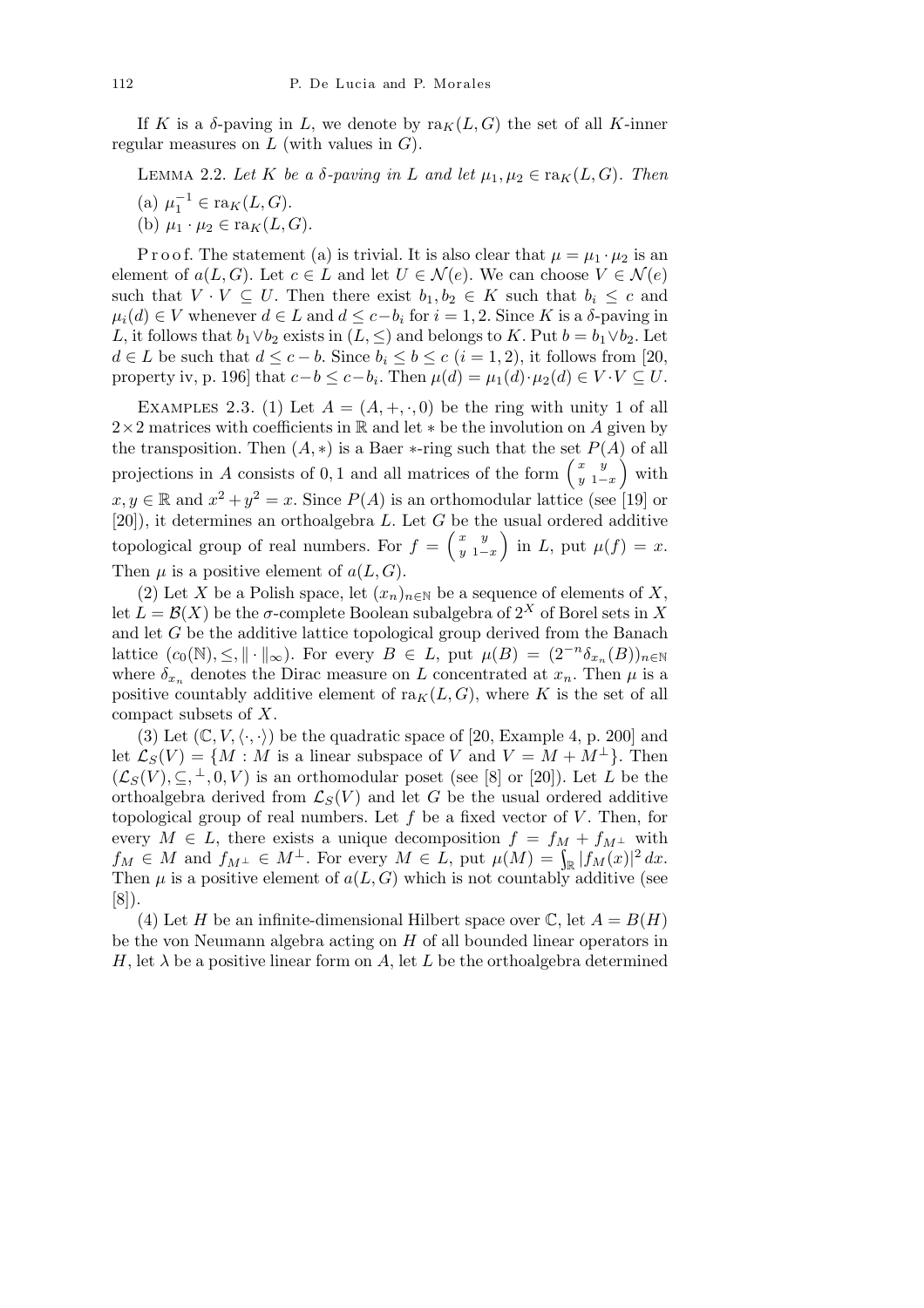If $K$ is a $\delta$-paving in $L$, we denote by $\mathrm{ra}_K(L, G)$ the set of all $K$-inner regular measures on $L$ (with values in $G$).

LEMMA 2.2. *Let $K$ be a $\delta$-paving in $L$ and let $\mu_1, \mu_2 \in \mathrm{ra}_K(L, G)$. Then*

(a) $\mu_1^{-1} \in \mathrm{ra}_K(L, G)$.

(b) $\mu_1 \cdot \mu_2 \in \mathrm{ra}_K(L, G)$.

Proof. The statement (a) is trivial. It is also clear that $\mu = \mu_1 \cdot \mu_2$ is an element of $a(L, G)$. Let $c \in L$ and let $U \in \mathcal{N}(e)$. We can choose $V \in \mathcal{N}(e)$ such that $V \cdot V \subseteq U$. Then there exist $b_1, b_2 \in K$ such that $b_i \le c$ and $\mu_i(d) \in V$ whenever $d \in L$ and $d \le c - b_i$ for $i = 1, 2$. Since $K$ is a $\delta$-paving in $L$, it follows that $b_1 \vee b_2$ exists in $(L, \le)$ and belongs to $K$. Put $b = b_1 \vee b_2$. Let $d \in L$ be such that $d \le c - b$. Since $b_i \le b \le c$ $(i = 1, 2)$, it follows from [20, property iv, p. 196] that $c - b \le c - b_i$. Then $\mu(d) = \mu_1(d) \cdot \mu_2(d) \in V \cdot V \subseteq U$.

EXAMPLES 2.3. (1) Let $A = (A, +, \cdot, 0)$ be the ring with unity 1 of all $2 \times 2$ matrices with coefficients in $\mathbb{R}$ and let $*$ be the involution on $A$ given by the transposition. Then $(A, *)$ is a Baer $*$-ring such that the set $P(A)$ of all projections in $A$ consists of 0, 1 and all matrices of the form $\begin{pmatrix} x & y \\ y & 1-x \end{pmatrix}$ with $x, y \in \mathbb{R}$ and $x^2 + y^2 = x$. Since $P(A)$ is an orthomodular lattice (see [19] or [20]), it determines an orthoalgebra $L$. Let $G$ be the usual ordered additive topological group of real numbers. For $f = \begin{pmatrix} x & y \\ y & 1-x \end{pmatrix}$ in $L$, put $\mu(f) = x$. Then $\mu$ is a positive element of $a(L, G)$.

(2) Let $X$ be a Polish space, let $(x_n)_{n \in \mathbb{N}}$ be a sequence of elements of $X$, let $L = \mathcal{B}(X)$ be the $\sigma$-complete Boolean subalgebra of $2^X$ of Borel sets in $X$ and let $G$ be the additive lattice topological group derived from the Banach lattice $(c_0(\mathbb{N}), \le, \|\cdot\|_\infty)$. For every $B \in L$, put $\mu(B) = (2^{-n}\delta_{x_n}(B))_{n \in \mathbb{N}}$ where $\delta_{x_n}$ denotes the Dirac measure on $L$ concentrated at $x_n$. Then $\mu$ is a positive countably additive element of $\mathrm{ra}_K(L, G)$, where $K$ is the set of all compact subsets of $X$.

(3) Let $(\mathbb{C}, V, \langle\cdot,\cdot\rangle)$ be the quadratic space of [20, Example 4, p. 200] and let $\mathcal{L}_S(V) = \{M : M \text{ is a linear subspace of } V \text{ and } V = M + M^\perp\}$. Then $(\mathcal{L}_S(V), \subseteq, {}^\perp, 0, V)$ is an orthomodular poset (see [8] or [20]). Let $L$ be the orthoalgebra derived from $\mathcal{L}_S(V)$ and let $G$ be the usual ordered additive topological group of real numbers. Let $f$ be a fixed vector of $V$. Then, for every $M \in L$, there exists a unique decomposition $f = f_M + f_{M^\perp}$ with $f_M \in M$ and $f_{M^\perp} \in M^\perp$. For every $M \in L$, put $\mu(M) = \int_{\mathbb{R}} |f_M(x)|^2\,dx$. Then $\mu$ is a positive element of $a(L, G)$ which is not countably additive (see [8]).

(4) Let $H$ be an infinite-dimensional Hilbert space over $\mathbb{C}$, let $A = B(H)$ be the von Neumann algebra acting on $H$ of all bounded linear operators in $H$, let $\lambda$ be a positive linear form on $A$, let $L$ be the orthoalgebra determined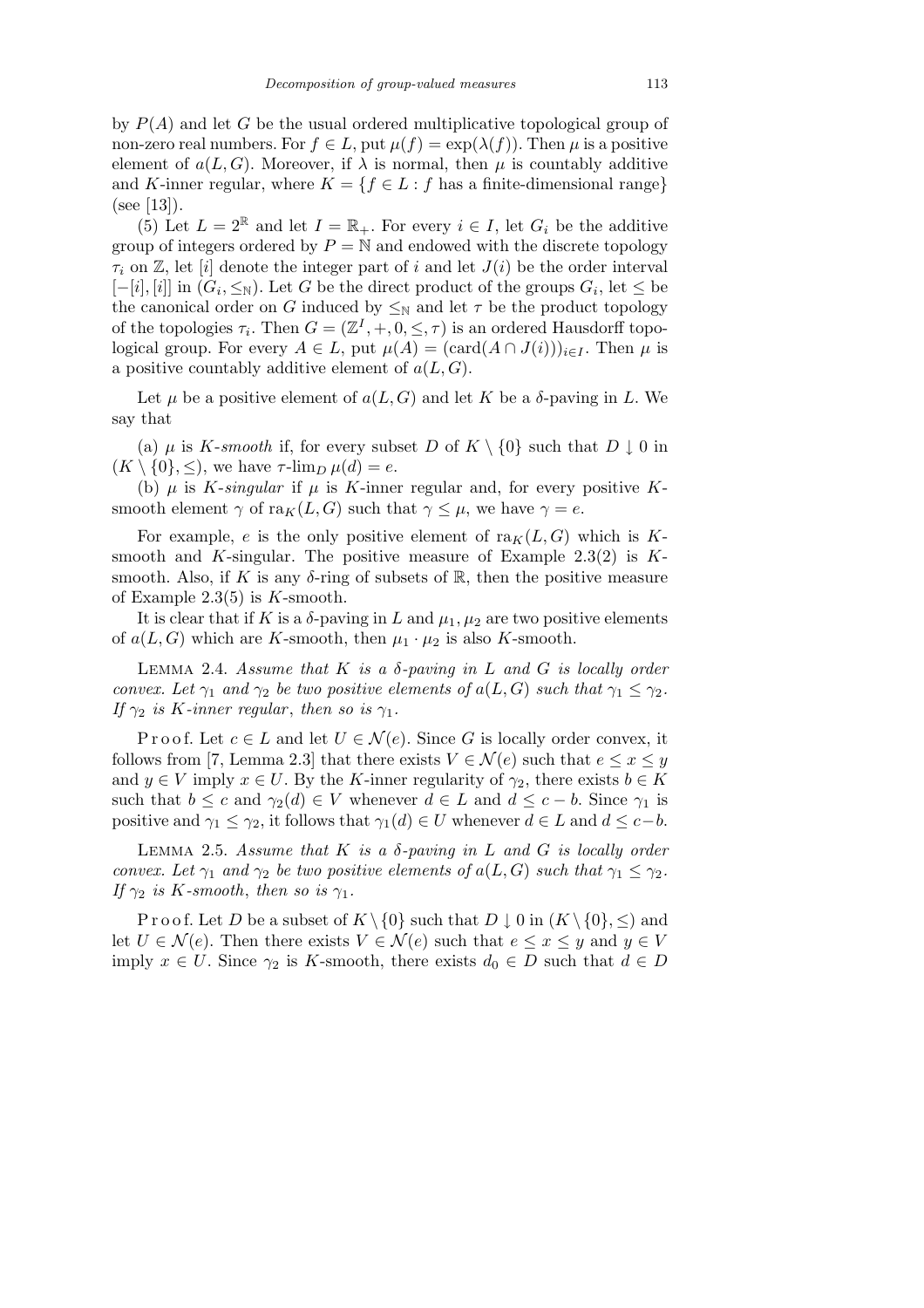by $P(A)$ and let $G$ be the usual ordered multiplicative topological group of non-zero real numbers. For $f \in L$, put $\mu(f) = \exp(\lambda(f))$. Then $\mu$ is a positive element of $a(L, G)$. Moreover, if $\lambda$ is normal, then $\mu$ is countably additive and $K$-inner regular, where $K = \{f \in L : f \text{ has a finite-dimensional range}\}$ (see [13]).

(5) Let $L = 2^{\mathbb{R}}$ and let $I = \mathbb{R}_+$. For every $i \in I$, let $G_i$ be the additive group of integers ordered by $P = \mathbb{N}$ and endowed with the discrete topology $\tau_i$ on $\mathbb{Z}$, let $[i]$ denote the integer part of $i$ and let $J(i)$ be the order interval $[-[i], [i]]$ in $(G_i, \leq_{\mathbb{N}})$. Let $G$ be the direct product of the groups $G_i$, let $\leq$ be the canonical order on $G$ induced by $\leq_{\mathbb{N}}$ and let $\tau$ be the product topology of the topologies $\tau_i$. Then $G = (\mathbb{Z}^I, +, 0, \leq, \tau)$ is an ordered Hausdorff topological group. For every $A \in L$, put $\mu(A) = (\mathrm{card}(A \cap J(i)))_{i \in I}$. Then $\mu$ is a positive countably additive element of $a(L, G)$.

Let $\mu$ be a positive element of $a(L, G)$ and let $K$ be a $\delta$-paving in $L$. We say that

(a) $\mu$ is *$K$-smooth* if, for every subset $D$ of $K \setminus \{0\}$ such that $D \downarrow 0$ in $(K \setminus \{0\}, \leq)$, we have $\tau\text{-}\lim_D \mu(d) = e$.

(b) $\mu$ is *$K$-singular* if $\mu$ is $K$-inner regular and, for every positive $K$-smooth element $\gamma$ of $\mathrm{ra}_K(L, G)$ such that $\gamma \leq \mu$, we have $\gamma = e$.

For example, $e$ is the only positive element of $\mathrm{ra}_K(L, G)$ which is $K$-smooth and $K$-singular. The positive measure of Example 2.3(2) is $K$-smooth. Also, if $K$ is any $\delta$-ring of subsets of $\mathbb{R}$, then the positive measure of Example 2.3(5) is $K$-smooth.

It is clear that if $K$ is a $\delta$-paving in $L$ and $\mu_1, \mu_2$ are two positive elements of $a(L, G)$ which are $K$-smooth, then $\mu_1 \cdot \mu_2$ is also $K$-smooth.

LEMMA 2.4. *Assume that $K$ is a $\delta$-paving in $L$ and $G$ is locally order convex. Let $\gamma_1$ and $\gamma_2$ be two positive elements of $a(L, G)$ such that $\gamma_1 \leq \gamma_2$. If $\gamma_2$ is $K$-inner regular, then so is $\gamma_1$.*

Proof. Let $c \in L$ and let $U \in \mathcal{N}(e)$. Since $G$ is locally order convex, it follows from [7, Lemma 2.3] that there exists $V \in \mathcal{N}(e)$ such that $e \leq x \leq y$ and $y \in V$ imply $x \in U$. By the $K$-inner regularity of $\gamma_2$, there exists $b \in K$ such that $b \leq c$ and $\gamma_2(d) \in V$ whenever $d \in L$ and $d \leq c - b$. Since $\gamma_1$ is positive and $\gamma_1 \leq \gamma_2$, it follows that $\gamma_1(d) \in U$ whenever $d \in L$ and $d \leq c - b$.

LEMMA 2.5. *Assume that $K$ is a $\delta$-paving in $L$ and $G$ is locally order convex. Let $\gamma_1$ and $\gamma_2$ be two positive elements of $a(L, G)$ such that $\gamma_1 \leq \gamma_2$. If $\gamma_2$ is $K$-smooth, then so is $\gamma_1$.*

Proof. Let $D$ be a subset of $K \setminus \{0\}$ such that $D \downarrow 0$ in $(K \setminus \{0\}, \leq)$ and let $U \in \mathcal{N}(e)$. Then there exists $V \in \mathcal{N}(e)$ such that $e \leq x \leq y$ and $y \in V$ imply $x \in U$. Since $\gamma_2$ is $K$-smooth, there exists $d_0 \in D$ such that $d \in D$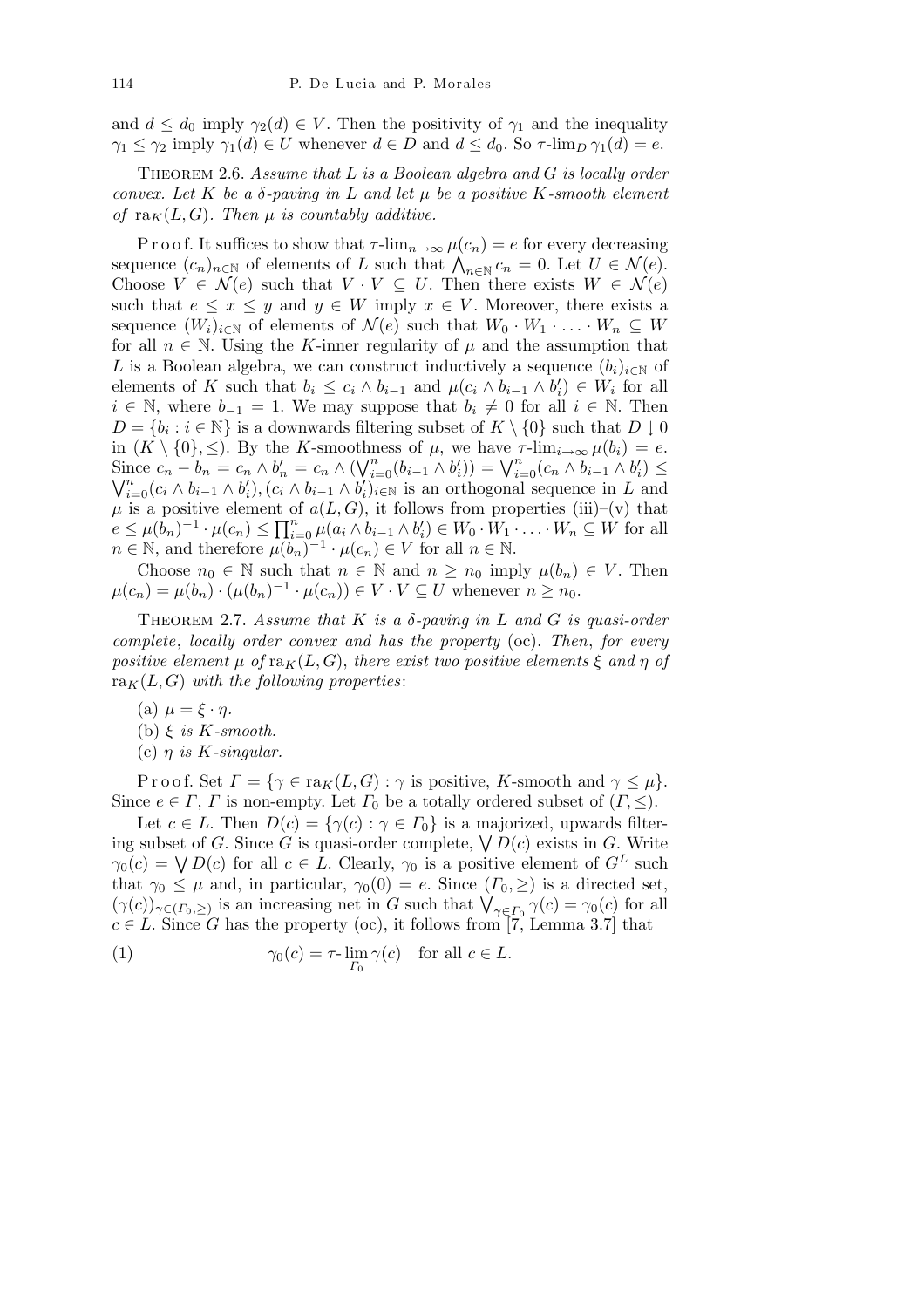and $d \leq d_0$ imply $\gamma_2(d) \in V$. Then the positivity of $\gamma_1$ and the inequality $\gamma_1 \leq \gamma_2$ imply $\gamma_1(d) \in U$ whenever $d \in D$ and $d \leq d_0$. So $\tau\text{-}\lim_D \gamma_1(d) = e$.

Theorem 2.6. *Assume that $L$ is a Boolean algebra and $G$ is locally order convex. Let $K$ be a $\delta$-paving in $L$ and let $\mu$ be a positive $K$-smooth element of* $\mathrm{ra}_K(L, G)$. *Then $\mu$ is countably additive.*

Proof. It suffices to show that $\tau\text{-}\lim_{n\to\infty} \mu(c_n) = e$ for every decreasing sequence $(c_n)_{n\in\mathbb{N}}$ of elements of $L$ such that $\bigwedge_{n\in\mathbb{N}} c_n = 0$. Let $U \in \mathcal{N}(e)$. Choose $V \in \mathcal{N}(e)$ such that $V \cdot V \subseteq U$. Then there exists $W \in \mathcal{N}(e)$ such that $e \leq x \leq y$ and $y \in W$ imply $x \in V$. Moreover, there exists a sequence $(W_i)_{i\in\mathbb{N}}$ of elements of $\mathcal{N}(e)$ such that $W_0 \cdot W_1 \cdot \ldots \cdot W_n \subseteq W$ for all $n \in \mathbb{N}$. Using the $K$-inner regularity of $\mu$ and the assumption that $L$ is a Boolean algebra, we can construct inductively a sequence $(b_i)_{i\in\mathbb{N}}$ of elements of $K$ such that $b_i \leq c_i \wedge b_{i-1}$ and $\mu(c_i \wedge b_{i-1} \wedge b'_i) \in W_i$ for all $i \in \mathbb{N}$, where $b_{-1} = 1$. We may suppose that $b_i \neq 0$ for all $i \in \mathbb{N}$. Then $D = \{b_i : i \in \mathbb{N}\}$ is a downwards filtering subset of $K \setminus \{0\}$ such that $D \downarrow 0$ in $(K \setminus \{0\}, \leq)$. By the $K$-smoothness of $\mu$, we have $\tau\text{-}\lim_{i\to\infty} \mu(b_i) = e$. Since $c_n - b_n = c_n \wedge b'_n = c_n \wedge (\bigvee_{i=0}^n (b_{i-1} \wedge b'_i)) = \bigvee_{i=0}^n (c_n \wedge b_{i-1} \wedge b'_i) \leq \bigvee_{i=0}^n (c_i \wedge b_{i-1} \wedge b'_i)$, $(c_i \wedge b_{i-1} \wedge b'_i)_{i\in\mathbb{N}}$ is an orthogonal sequence in $L$ and $\mu$ is a positive element of $a(L, G)$, it follows from properties (iii)–(v) that $e \leq \mu(b_n)^{-1} \cdot \mu(c_n) \leq \prod_{i=0}^n \mu(a_i \wedge b_{i-1} \wedge b'_i) \in W_0 \cdot W_1 \cdot \ldots \cdot W_n \subseteq W$ for all $n \in \mathbb{N}$, and therefore $\mu(b_n)^{-1} \cdot \mu(c_n) \in V$ for all $n \in \mathbb{N}$.

Choose $n_0 \in \mathbb{N}$ such that $n \in \mathbb{N}$ and $n \geq n_0$ imply $\mu(b_n) \in V$. Then $\mu(c_n) = \mu(b_n) \cdot (\mu(b_n)^{-1} \cdot \mu(c_n)) \in V \cdot V \subseteq U$ whenever $n \geq n_0$.

Theorem 2.7. *Assume that $K$ is a $\delta$-paving in $L$ and $G$ is quasi-order complete, locally order convex and has the property* (oc). *Then, for every positive element $\mu$ of* $\mathrm{ra}_K(L, G)$, *there exist two positive elements $\xi$ and $\eta$ of* $\mathrm{ra}_K(L, G)$ *with the following properties*:

(a) $\mu = \xi \cdot \eta$.

(b) *$\xi$ is $K$-smooth.*

(c) *$\eta$ is $K$-singular.*

Proof. Set $\Gamma = \{\gamma \in \mathrm{ra}_K(L, G) : \gamma \text{ is positive, } K\text{-smooth and } \gamma \leq \mu\}$. Since $e \in \Gamma$, $\Gamma$ is non-empty. Let $\Gamma_0$ be a totally ordered subset of $(\Gamma, \leq)$.

Let $c \in L$. Then $D(c) = \{\gamma(c) : \gamma \in \Gamma_0\}$ is a majorized, upwards filtering subset of $G$. Since $G$ is quasi-order complete, $\bigvee D(c)$ exists in $G$. Write $\gamma_0(c) = \bigvee D(c)$ for all $c \in L$. Clearly, $\gamma_0$ is a positive element of $G^L$ such that $\gamma_0 \leq \mu$ and, in particular, $\gamma_0(0) = e$. Since $(\Gamma_0, \geq)$ is a directed set, $(\gamma(c))_{\gamma\in(\Gamma_0,\geq)}$ is an increasing net in $G$ such that $\bigvee_{\gamma\in\Gamma_0} \gamma(c) = \gamma_0(c)$ for all $c \in L$. Since $G$ has the property (oc), it follows from [7, Lemma 3.7] that

$$\gamma_0(c) = \tau\text{-}\lim_{\Gamma_0} \gamma(c) \quad \text{for all } c \in L. \tag{1}$$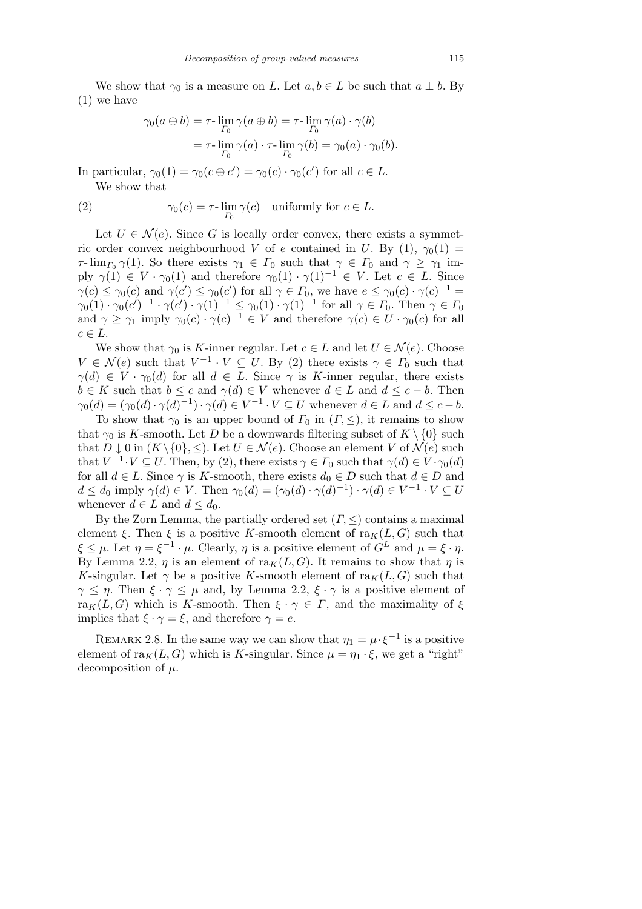We show that $\gamma_0$ is a measure on $L$. Let $a, b \in L$ be such that $a \perp b$. By (1) we have

$$\begin{aligned}\gamma_0(a \oplus b) &= \tau\text{-}\lim_{\Gamma_0} \gamma(a \oplus b) = \tau\text{-}\lim_{\Gamma_0} \gamma(a) \cdot \gamma(b) \\ &= \tau\text{-}\lim_{\Gamma_0} \gamma(a) \cdot \tau\text{-}\lim_{\Gamma_0} \gamma(b) = \gamma_0(a) \cdot \gamma_0(b).\end{aligned}$$

In particular, $\gamma_0(1) = \gamma_0(c \oplus c') = \gamma_0(c) \cdot \gamma_0(c')$ for all $c \in L$.

We show that

$$\gamma_0(c) = \tau\text{-}\lim_{\Gamma_0} \gamma(c) \quad \text{uniformly for } c \in L. \tag{2}$$

Let $U \in \mathcal{N}(e)$. Since $G$ is locally order convex, there exists a symmetric order convex neighbourhood $V$ of $e$ contained in $U$. By (1), $\gamma_0(1) = \tau\text{-}\lim_{\Gamma_0} \gamma(1)$. So there exists $\gamma_1 \in \Gamma_0$ such that $\gamma \in \Gamma_0$ and $\gamma \geq \gamma_1$ imply $\gamma(1) \in V \cdot \gamma_0(1)$ and therefore $\gamma_0(1) \cdot \gamma(1)^{-1} \in V$. Let $c \in L$. Since $\gamma(c) \leq \gamma_0(c)$ and $\gamma(c') \leq \gamma_0(c')$ for all $\gamma \in \Gamma_0$, we have $e \leq \gamma_0(c) \cdot \gamma(c)^{-1} = \gamma_0(1) \cdot \gamma_0(c')^{-1} \cdot \gamma(c') \cdot \gamma(1)^{-1} \leq \gamma_0(1) \cdot \gamma(1)^{-1}$ for all $\gamma \in \Gamma_0$. Then $\gamma \in \Gamma_0$ and $\gamma \geq \gamma_1$ imply $\gamma_0(c) \cdot \gamma(c)^{-1} \in V$ and therefore $\gamma(c) \in U \cdot \gamma_0(c)$ for all $c \in L$.

We show that $\gamma_0$ is $K$-inner regular. Let $c \in L$ and let $U \in \mathcal{N}(e)$. Choose $V \in \mathcal{N}(e)$ such that $V^{-1} \cdot V \subseteq U$. By (2) there exists $\gamma \in \Gamma_0$ such that $\gamma(d) \in V \cdot \gamma_0(d)$ for all $d \in L$. Since $\gamma$ is $K$-inner regular, there exists $b \in K$ such that $b \leq c$ and $\gamma(d) \in V$ whenever $d \in L$ and $d \leq c - b$. Then $\gamma_0(d) = (\gamma_0(d) \cdot \gamma(d)^{-1}) \cdot \gamma(d) \in V^{-1} \cdot V \subseteq U$ whenever $d \in L$ and $d \leq c - b$.

To show that $\gamma_0$ is an upper bound of $\Gamma_0$ in $(\Gamma, \leq)$, it remains to show that $\gamma_0$ is $K$-smooth. Let $D$ be a downwards filtering subset of $K \setminus \{0\}$ such that $D \downarrow 0$ in $(K \setminus \{0\}, \leq)$. Let $U \in \mathcal{N}(e)$. Choose an element $V$ of $\mathcal{N}(e)$ such that $V^{-1} \cdot V \subseteq U$. Then, by (2), there exists $\gamma \in \Gamma_0$ such that $\gamma(d) \in V \cdot \gamma_0(d)$ for all $d \in L$. Since $\gamma$ is $K$-smooth, there exists $d_0 \in D$ such that $d \in D$ and $d \leq d_0$ imply $\gamma(d) \in V$. Then $\gamma_0(d) = (\gamma_0(d) \cdot \gamma(d)^{-1}) \cdot \gamma(d) \in V^{-1} \cdot V \subseteq U$ whenever $d \in L$ and $d \leq d_0$.

By the Zorn Lemma, the partially ordered set $(\Gamma, \leq)$ contains a maximal element $\xi$. Then $\xi$ is a positive $K$-smooth element of $\mathrm{ra}_K(L, G)$ such that $\xi \leq \mu$. Let $\eta = \xi^{-1} \cdot \mu$. Clearly, $\eta$ is a positive element of $G^L$ and $\mu = \xi \cdot \eta$. By Lemma 2.2, $\eta$ is an element of $\mathrm{ra}_K(L, G)$. It remains to show that $\eta$ is $K$-singular. Let $\gamma$ be a positive $K$-smooth element of $\mathrm{ra}_K(L, G)$ such that $\gamma \leq \eta$. Then $\xi \cdot \gamma \leq \mu$ and, by Lemma 2.2, $\xi \cdot \gamma$ is a positive element of $\mathrm{ra}_K(L, G)$ which is $K$-smooth. Then $\xi \cdot \gamma \in \Gamma$, and the maximality of $\xi$ implies that $\xi \cdot \gamma = \xi$, and therefore $\gamma = e$.

Remark 2.8. In the same way we can show that $\eta_1 = \mu \cdot \xi^{-1}$ is a positive element of $\mathrm{ra}_K(L, G)$ which is $K$-singular. Since $\mu = \eta_1 \cdot \xi$, we get a "right" decomposition of $\mu$.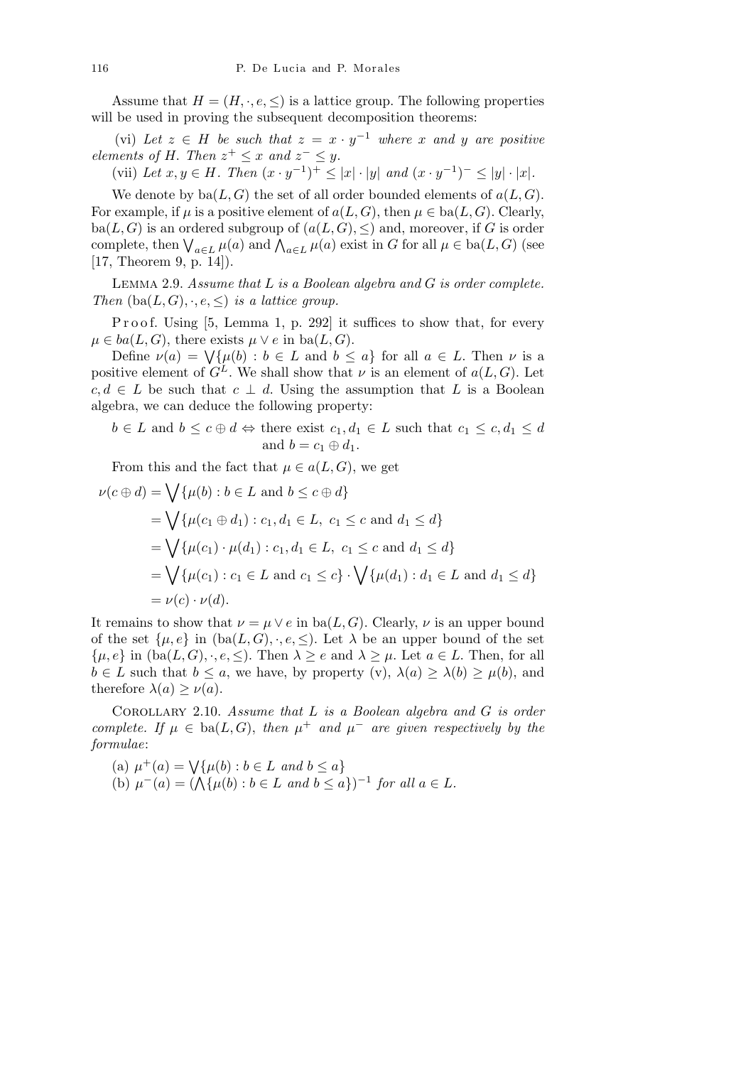Assume that $H = (H, \cdot, e, \leq)$ is a lattice group. The following properties will be used in proving the subsequent decomposition theorems:

(vi) *Let $z \in H$ be such that $z = x \cdot y^{-1}$ where $x$ and $y$ are positive elements of $H$. Then $z^+ \leq x$ and $z^- \leq y$.*

(vii) *Let $x, y \in H$. Then $(x \cdot y^{-1})^+ \leq |x| \cdot |y|$ and $(x \cdot y^{-1})^- \leq |y| \cdot |x|$.*

We denote by $\mathrm{ba}(L, G)$ the set of all order bounded elements of $a(L, G)$. For example, if $\mu$ is a positive element of $a(L, G)$, then $\mu \in \mathrm{ba}(L, G)$. Clearly, $\mathrm{ba}(L, G)$ is an ordered subgroup of $(a(L, G), \leq)$ and, moreover, if $G$ is order complete, then $\bigvee_{a \in L} \mu(a)$ and $\bigwedge_{a \in L} \mu(a)$ exist in $G$ for all $\mu \in \mathrm{ba}(L, G)$ (see [17, Theorem 9, p. 14]).

Lemma 2.9. *Assume that $L$ is a Boolean algebra and $G$ is order complete. Then $(\mathrm{ba}(L, G), \cdot, e, \leq)$ is a lattice group.*

Proof. Using [5, Lemma 1, p. 292] it suffices to show that, for every $\mu \in ba(L, G)$, there exists $\mu \vee e$ in $\mathrm{ba}(L, G)$.

Define $\nu(a) = \bigvee\{\mu(b) : b \in L \text{ and } b \leq a\}$ for all $a \in L$. Then $\nu$ is a positive element of $G^L$. We shall show that $\nu$ is an element of $a(L, G)$. Let $c, d \in L$ be such that $c \perp d$. Using the assumption that $L$ is a Boolean algebra, we can deduce the following property:

$$b \in L \text{ and } b \leq c \oplus d \Leftrightarrow \text{there exist } c_1, d_1 \in L \text{ such that } c_1 \leq c, d_1 \leq d \text{ and } b = c_1 \oplus d_1.$$

From this and the fact that $\mu \in a(L, G)$, we get

$$\begin{aligned}
\nu(c \oplus d) &= \bigvee\{\mu(b) : b \in L \text{ and } b \leq c \oplus d\} \\
&= \bigvee\{\mu(c_1 \oplus d_1) : c_1, d_1 \in L,\ c_1 \leq c \text{ and } d_1 \leq d\} \\
&= \bigvee\{\mu(c_1) \cdot \mu(d_1) : c_1, d_1 \in L,\ c_1 \leq c \text{ and } d_1 \leq d\} \\
&= \bigvee\{\mu(c_1) : c_1 \in L \text{ and } c_1 \leq c\} \cdot \bigvee\{\mu(d_1) : d_1 \in L \text{ and } d_1 \leq d\} \\
&= \nu(c) \cdot \nu(d).
\end{aligned}$$

It remains to show that $\nu = \mu \vee e$ in $\mathrm{ba}(L, G)$. Clearly, $\nu$ is an upper bound of the set $\{\mu, e\}$ in $(\mathrm{ba}(L, G), \cdot, e, \leq)$. Let $\lambda$ be an upper bound of the set $\{\mu, e\}$ in $(\mathrm{ba}(L, G), \cdot, e, \leq)$. Then $\lambda \geq e$ and $\lambda \geq \mu$. Let $a \in L$. Then, for all $b \in L$ such that $b \leq a$, we have, by property (v), $\lambda(a) \geq \lambda(b) \geq \mu(b)$, and therefore $\lambda(a) \geq \nu(a)$.

Corollary 2.10. *Assume that $L$ is a Boolean algebra and $G$ is order complete. If $\mu \in \mathrm{ba}(L, G)$, then $\mu^+$ and $\mu^-$ are given respectively by the formulae*:

(a) $\mu^+(a) = \bigvee\{\mu(b) : b \in L \text{ and } b \leq a\}$

(b) $\mu^-(a) = (\bigwedge\{\mu(b) : b \in L \text{ and } b \leq a\})^{-1}$ *for all* $a \in L$.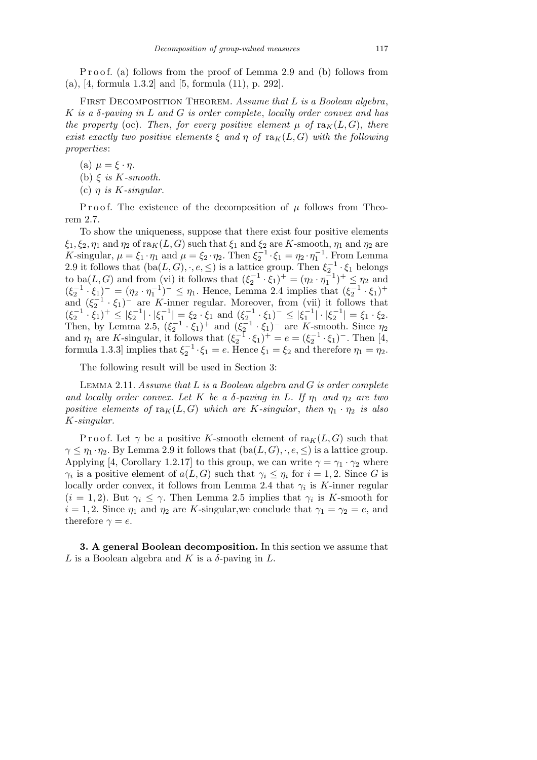P r o o f. (a) follows from the proof of Lemma 2.9 and (b) follows from (a), [4, formula 1.3.2] and [5, formula (11), p. 292].

First Decomposition Theorem. *Assume that $L$ is a Boolean algebra, $K$ is a $\delta$-paving in $L$ and $G$ is order complete, locally order convex and has the property* (oc). *Then, for every positive element $\mu$ of $\mathrm{ra}_K(L, G)$, there exist exactly two positive elements $\xi$ and $\eta$ of $\mathrm{ra}_K(L, G)$ with the following properties*:

(a) $\mu = \xi \cdot \eta$.

(b) $\xi$ *is $K$-smooth.*

(c) $\eta$ *is $K$-singular.*

P r o o f. The existence of the decomposition of $\mu$ follows from Theorem 2.7.

To show the uniqueness, suppose that there exist four positive elements $\xi_1, \xi_2, \eta_1$ and $\eta_2$ of $\mathrm{ra}_K(L, G)$ such that $\xi_1$ and $\xi_2$ are $K$-smooth, $\eta_1$ and $\eta_2$ are $K$-singular, $\mu = \xi_1 \cdot \eta_1$ and $\mu = \xi_2 \cdot \eta_2$. Then $\xi_2^{-1} \cdot \xi_1 = \eta_2 \cdot \eta_1^{-1}$. From Lemma 2.9 it follows that $(\mathrm{ba}(L, G), \cdot, e, \le)$ is a lattice group. Then $\xi_2^{-1} \cdot \xi_1$ belongs to $\mathrm{ba}(L, G)$ and from (vi) it follows that $(\xi_2^{-1} \cdot \xi_1)^+ = (\eta_2 \cdot \eta_1^{-1})^+ \le \eta_2$ and $(\xi_2^{-1} \cdot \xi_1)^- = (\eta_2 \cdot \eta_1^{-1})^- \le \eta_1$. Hence, Lemma 2.4 implies that $(\xi_2^{-1} \cdot \xi_1)^+$ and $(\xi_2^{-1} \cdot \xi_1)^-$ are $K$-inner regular. Moreover, from (vii) it follows that $(\xi_2^{-1} \cdot \xi_1)^+ \le |\xi_2^{-1}| \cdot |\xi_1^{-1}| = \xi_2 \cdot \xi_1$ and $(\xi_2^{-1} \cdot \xi_1)^- \le |\xi_1^{-1}| \cdot |\xi_2^{-1}| = \xi_1 \cdot \xi_2$. Then, by Lemma 2.5, $(\xi_2^{-1} \cdot \xi_1)^+$ and $(\xi_2^{-1} \cdot \xi_1)^-$ are $K$-smooth. Since $\eta_2$ and $\eta_1$ are $K$-singular, it follows that $(\xi_2^{-1} \cdot \xi_1)^+ = e = (\xi_2^{-1} \cdot \xi_1)^-$. Then [4, formula 1.3.3] implies that $\xi_2^{-1} \cdot \xi_1 = e$. Hence $\xi_1 = \xi_2$ and therefore $\eta_1 = \eta_2$.

The following result will be used in Section 3:

Lemma 2.11. *Assume that $L$ is a Boolean algebra and $G$ is order complete and locally order convex. Let $K$ be a $\delta$-paving in $L$. If $\eta_1$ and $\eta_2$ are two positive elements of $\mathrm{ra}_K(L, G)$ which are $K$-singular, then $\eta_1 \cdot \eta_2$ is also $K$-singular.*

P r o o f. Let $\gamma$ be a positive $K$-smooth element of $\mathrm{ra}_K(L, G)$ such that $\gamma \le \eta_1 \cdot \eta_2$. By Lemma 2.9 it follows that $(\mathrm{ba}(L, G), \cdot, e, \le)$ is a lattice group. Applying [4, Corollary 1.2.17] to this group, we can write $\gamma = \gamma_1 \cdot \gamma_2$ where $\gamma_i$ is a positive element of $a(L, G)$ such that $\gamma_i \le \eta_i$ for $i = 1, 2$. Since $G$ is locally order convex, it follows from Lemma 2.4 that $\gamma_i$ is $K$-inner regular $(i = 1, 2)$. But $\gamma_i \le \gamma$. Then Lemma 2.5 implies that $\gamma_i$ is $K$-smooth for $i = 1, 2$. Since $\eta_1$ and $\eta_2$ are $K$-singular,we conclude that $\gamma_1 = \gamma_2 = e$, and therefore $\gamma = e$.

**3. A general Boolean decomposition.** In this section we assume that $L$ is a Boolean algebra and $K$ is a $\delta$-paving in $L$.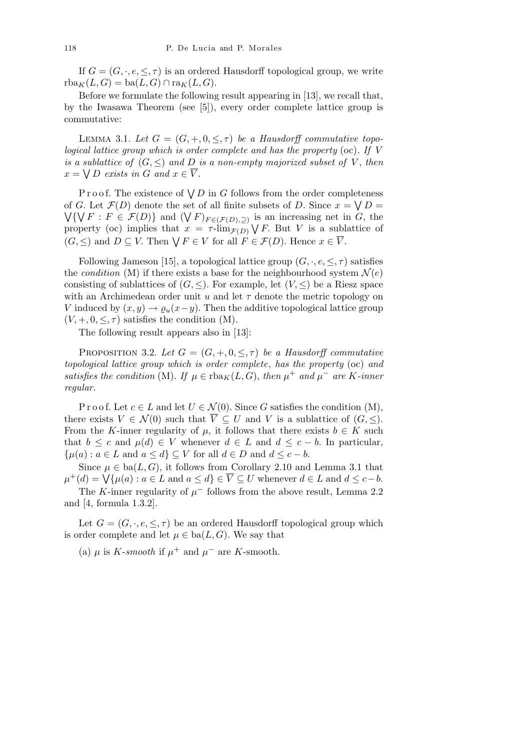If $G = (G, \cdot, e, \leq, \tau)$ is an ordered Hausdorff topological group, we write $\text{rba}_K(L, G) = \text{ba}(L, G) \cap \text{ra}_K(L, G)$.

Before we formulate the following result appearing in [13], we recall that, by the Iwasawa Theorem (see [5]), every order complete lattice group is commutative:

Lemma 3.1. *Let $G = (G, +, 0, \leq, \tau)$ be a Hausdorff commutative topological lattice group which is order complete and has the property* (oc). *If $V$ is a sublattice of $(G, \leq)$ and $D$ is a non-empty majorized subset of $V$, then $x = \bigvee D$ exists in $G$ and $x \in \overline{V}$.*

Proof. The existence of $\bigvee D$ in $G$ follows from the order completeness of $G$. Let $\mathcal{F}(D)$ denote the set of all finite subsets of $D$. Since $x = \bigvee D = \bigvee\{\bigvee F : F \in \mathcal{F}(D)\}$ and $(\bigvee F)_{F \in (\mathcal{F}(D), \supseteq)}$ is an increasing net in $G$, the property (oc) implies that $x = \tau\text{-}\lim_{\mathcal{F}(D)} \bigvee F$. But $V$ is a sublattice of $(G, \leq)$ and $D \subseteq V$. Then $\bigvee F \in V$ for all $F \in \mathcal{F}(D)$. Hence $x \in \overline{V}$.

Following Jameson [15], a topological lattice group $(G, \cdot, e, \leq, \tau)$ satisfies the *condition* (M) if there exists a base for the neighbourhood system $\mathcal{N}(e)$ consisting of sublattices of $(G, \leq)$. For example, let $(V, \leq)$ be a Riesz space with an Archimedean order unit $u$ and let $\tau$ denote the metric topology on $V$ induced by $(x, y) \to \varrho_u(x - y)$. Then the additive topological lattice group $(V, +, 0, \leq, \tau)$ satisfies the condition (M).

The following result appears also in [13]:

Proposition 3.2. *Let $G = (G, +, 0, \leq, \tau)$ be a Hausdorff commutative topological lattice group which is order complete*, *has the property* (oc) *and satisfies the condition* (M). *If $\mu \in \text{rba}_K(L, G)$, then $\mu^+$ and $\mu^-$ are $K$-inner regular.*

Proof. Let $c \in L$ and let $U \in \mathcal{N}(0)$. Since $G$ satisfies the condition (M), there exists $V \in \mathcal{N}(0)$ such that $\overline{V} \subseteq U$ and $V$ is a sublattice of $(G, \leq)$. From the $K$-inner regularity of $\mu$, it follows that there exists $b \in K$ such that $b \leq c$ and $\mu(d) \in V$ whenever $d \in L$ and $d \leq c - b$. In particular, $\{\mu(a) : a \in L \text{ and } a \leq d\} \subseteq V$ for all $d \in D$ and $d \leq c - b$.

Since $\mu \in \text{ba}(L, G)$, it follows from Corollary 2.10 and Lemma 3.1 that $\mu^+(d) = \bigvee\{\mu(a) : a \in L \text{ and } a \leq d\} \in \overline{V} \subseteq U$ whenever $d \in L$ and $d \leq c - b$.

The $K$-inner regularity of $\mu^-$ follows from the above result, Lemma 2.2 and [4, formula 1.3.2].

Let $G = (G, \cdot, e, \leq, \tau)$ be an ordered Hausdorff topological group which is order complete and let $\mu \in \text{ba}(L, G)$. We say that

(a) $\mu$ is *$K$-smooth* if $\mu^+$ and $\mu^-$ are $K$-smooth.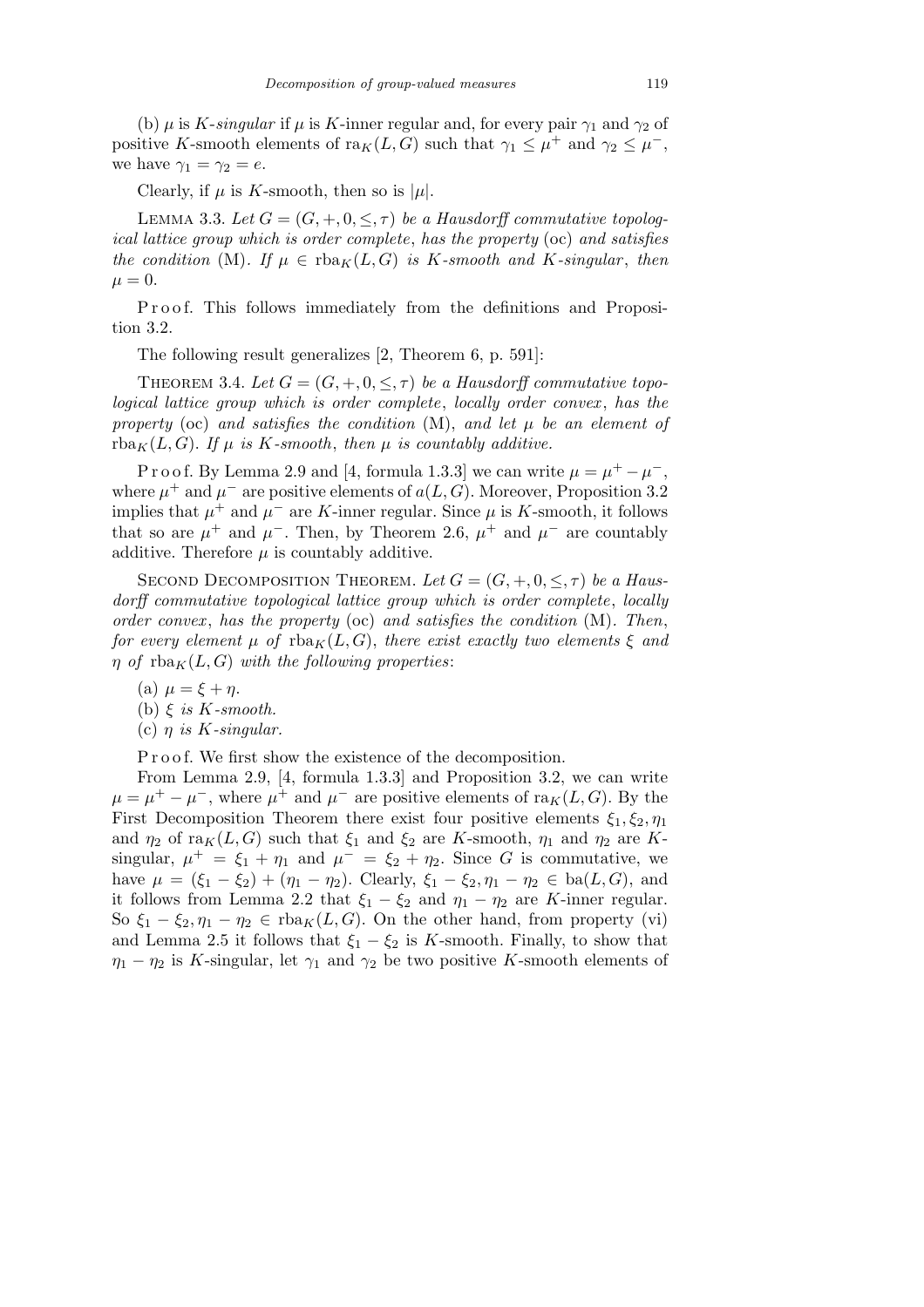(b) $\mu$ is *K-singular* if $\mu$ is $K$-inner regular and, for every pair $\gamma_1$ and $\gamma_2$ of positive $K$-smooth elements of $\mathrm{ra}_K(L,G)$ such that $\gamma_1 \le \mu^+$ and $\gamma_2 \le \mu^-$, we have $\gamma_1 = \gamma_2 = e$.

Clearly, if $\mu$ is $K$-smooth, then so is $|\mu|$.

LEMMA 3.3. *Let $G = (G, +, 0, \le, \tau)$ be a Hausdorff commutative topological lattice group which is order complete, has the property* (oc) *and satisfies the condition* (M). *If $\mu \in \mathrm{rba}_K(L,G)$ is $K$-smooth and $K$-singular, then $\mu = 0$.*

Proof. This follows immediately from the definitions and Proposition 3.2.

The following result generalizes [2, Theorem 6, p. 591]:

THEOREM 3.4. *Let $G = (G, +, 0, \le, \tau)$ be a Hausdorff commutative topological lattice group which is order complete, locally order convex, has the property* (oc) *and satisfies the condition* (M), *and let $\mu$ be an element of $\mathrm{rba}_K(L,G)$. If $\mu$ is $K$-smooth, then $\mu$ is countably additive.*

Proof. By Lemma 2.9 and [4, formula 1.3.3] we can write $\mu = \mu^+ - \mu^-$, where $\mu^+$ and $\mu^-$ are positive elements of $a(L,G)$. Moreover, Proposition 3.2 implies that $\mu^+$ and $\mu^-$ are $K$-inner regular. Since $\mu$ is $K$-smooth, it follows that so are $\mu^+$ and $\mu^-$. Then, by Theorem 2.6, $\mu^+$ and $\mu^-$ are countably additive. Therefore $\mu$ is countably additive.

SECOND DECOMPOSITION THEOREM. *Let $G = (G, +, 0, \le, \tau)$ be a Hausdorff commutative topological lattice group which is order complete, locally order convex, has the property* (oc) *and satisfies the condition* (M). *Then, for every element $\mu$ of $\mathrm{rba}_K(L,G)$, there exist exactly two elements $\xi$ and $\eta$ of $\mathrm{rba}_K(L,G)$ with the following properties*:

(a) $\mu = \xi + \eta$.

(b) *$\xi$ is $K$-smooth.*

(c) *$\eta$ is $K$-singular.*

Proof. We first show the existence of the decomposition.

From Lemma 2.9, [4, formula 1.3.3] and Proposition 3.2, we can write $\mu = \mu^+ - \mu^-$, where $\mu^+$ and $\mu^-$ are positive elements of $\mathrm{ra}_K(L,G)$. By the First Decomposition Theorem there exist four positive elements $\xi_1, \xi_2, \eta_1$ and $\eta_2$ of $\mathrm{ra}_K(L,G)$ such that $\xi_1$ and $\xi_2$ are $K$-smooth, $\eta_1$ and $\eta_2$ are $K$-singular, $\mu^+ = \xi_1 + \eta_1$ and $\mu^- = \xi_2 + \eta_2$. Since $G$ is commutative, we have $\mu = (\xi_1 - \xi_2) + (\eta_1 - \eta_2)$. Clearly, $\xi_1 - \xi_2, \eta_1 - \eta_2 \in \mathrm{ba}(L,G)$, and it follows from Lemma 2.2 that $\xi_1 - \xi_2$ and $\eta_1 - \eta_2$ are $K$-inner regular. So $\xi_1 - \xi_2, \eta_1 - \eta_2 \in \mathrm{rba}_K(L,G)$. On the other hand, from property (vi) and Lemma 2.5 it follows that $\xi_1 - \xi_2$ is $K$-smooth. Finally, to show that $\eta_1 - \eta_2$ is $K$-singular, let $\gamma_1$ and $\gamma_2$ be two positive $K$-smooth elements of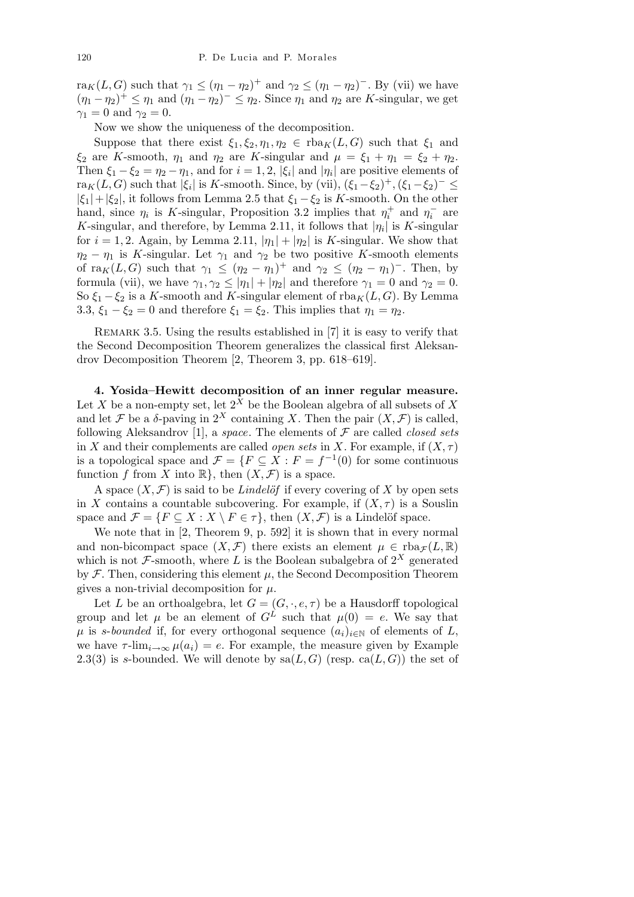$\mathrm{ra}_K(L,G)$ such that $\gamma_1 \le (\eta_1 - \eta_2)^+$ and $\gamma_2 \le (\eta_1 - \eta_2)^-$. By (vii) we have $(\eta_1 - \eta_2)^+ \le \eta_1$ and $(\eta_1 - \eta_2)^- \le \eta_2$. Since $\eta_1$ and $\eta_2$ are $K$-singular, we get $\gamma_1 = 0$ and $\gamma_2 = 0$.

Now we show the uniqueness of the decomposition.

Suppose that there exist $\xi_1, \xi_2, \eta_1, \eta_2 \in \mathrm{rba}_K(L,G)$ such that $\xi_1$ and $\xi_2$ are $K$-smooth, $\eta_1$ and $\eta_2$ are $K$-singular and $\mu = \xi_1 + \eta_1 = \xi_2 + \eta_2$. Then $\xi_1 - \xi_2 = \eta_2 - \eta_1$, and for $i = 1, 2$, $|\xi_i|$ and $|\eta_i|$ are positive elements of $\mathrm{ra}_K(L,G)$ such that $|\xi_i|$ is $K$-smooth. Since, by (vii), $(\xi_1 - \xi_2)^+, (\xi_1 - \xi_2)^- \le |\xi_1| + |\xi_2|$, it follows from Lemma 2.5 that $\xi_1 - \xi_2$ is $K$-smooth. On the other hand, since $\eta_i$ is $K$-singular, Proposition 3.2 implies that $\eta_i^+$ and $\eta_i^-$ are $K$-singular, and therefore, by Lemma 2.11, it follows that $|\eta_i|$ is $K$-singular for $i = 1, 2$. Again, by Lemma 2.11, $|\eta_1| + |\eta_2|$ is $K$-singular. We show that $\eta_2 - \eta_1$ is $K$-singular. Let $\gamma_1$ and $\gamma_2$ be two positive $K$-smooth elements of $\mathrm{ra}_K(L,G)$ such that $\gamma_1 \le (\eta_2 - \eta_1)^+$ and $\gamma_2 \le (\eta_2 - \eta_1)^-$. Then, by formula (vii), we have $\gamma_1, \gamma_2 \le |\eta_1| + |\eta_2|$ and therefore $\gamma_1 = 0$ and $\gamma_2 = 0$. So $\xi_1 - \xi_2$ is a $K$-smooth and $K$-singular element of $\mathrm{rba}_K(L,G)$. By Lemma 3.3, $\xi_1 - \xi_2 = 0$ and therefore $\xi_1 = \xi_2$. This implies that $\eta_1 = \eta_2$.

Remark 3.5. Using the results established in [7] it is easy to verify that the Second Decomposition Theorem generalizes the classical first Aleksandrov Decomposition Theorem [2, Theorem 3, pp. 618–619].

**4. Yosida–Hewitt decomposition of an inner regular measure.** Let $X$ be a non-empty set, let $2^X$ be the Boolean algebra of all subsets of $X$ and let $\mathcal{F}$ be a $\delta$-paving in $2^X$ containing $X$. Then the pair $(X, \mathcal{F})$ is called, following Aleksandrov [1], a *space*. The elements of $\mathcal{F}$ are called *closed sets* in $X$ and their complements are called *open sets* in $X$. For example, if $(X, \tau)$ is a topological space and $\mathcal{F} = \{F \subseteq X : F = f^{-1}(0)$ for some continuous function $f$ from $X$ into $\mathbb{R}\}$, then $(X, \mathcal{F})$ is a space.

A space $(X, \mathcal{F})$ is said to be *Lindelöf* if every covering of $X$ by open sets in $X$ contains a countable subcovering. For example, if $(X, \tau)$ is a Souslin space and $\mathcal{F} = \{F \subseteq X : X \setminus F \in \tau\}$, then $(X, \mathcal{F})$ is a Lindelöf space.

We note that in [2, Theorem 9, p. 592] it is shown that in every normal and non-bicompact space $(X, \mathcal{F})$ there exists an element $\mu \in \mathrm{rba}_{\mathcal{F}}(L, \mathbb{R})$ which is not $\mathcal{F}$-smooth, where $L$ is the Boolean subalgebra of $2^X$ generated by $\mathcal{F}$. Then, considering this element $\mu$, the Second Decomposition Theorem gives a non-trivial decomposition for $\mu$.

Let $L$ be an orthoalgebra, let $G = (G, \cdot, e, \tau)$ be a Hausdorff topological group and let $\mu$ be an element of $G^L$ such that $\mu(0) = e$. We say that $\mu$ is *s-bounded* if, for every orthogonal sequence $(a_i)_{i \in \mathbb{N}}$ of elements of $L$, we have $\tau\text{-}\lim_{i \to \infty} \mu(a_i) = e$. For example, the measure given by Example 2.3(3) is $s$-bounded. We will denote by $\mathrm{sa}(L,G)$ (resp. $\mathrm{ca}(L,G)$) the set of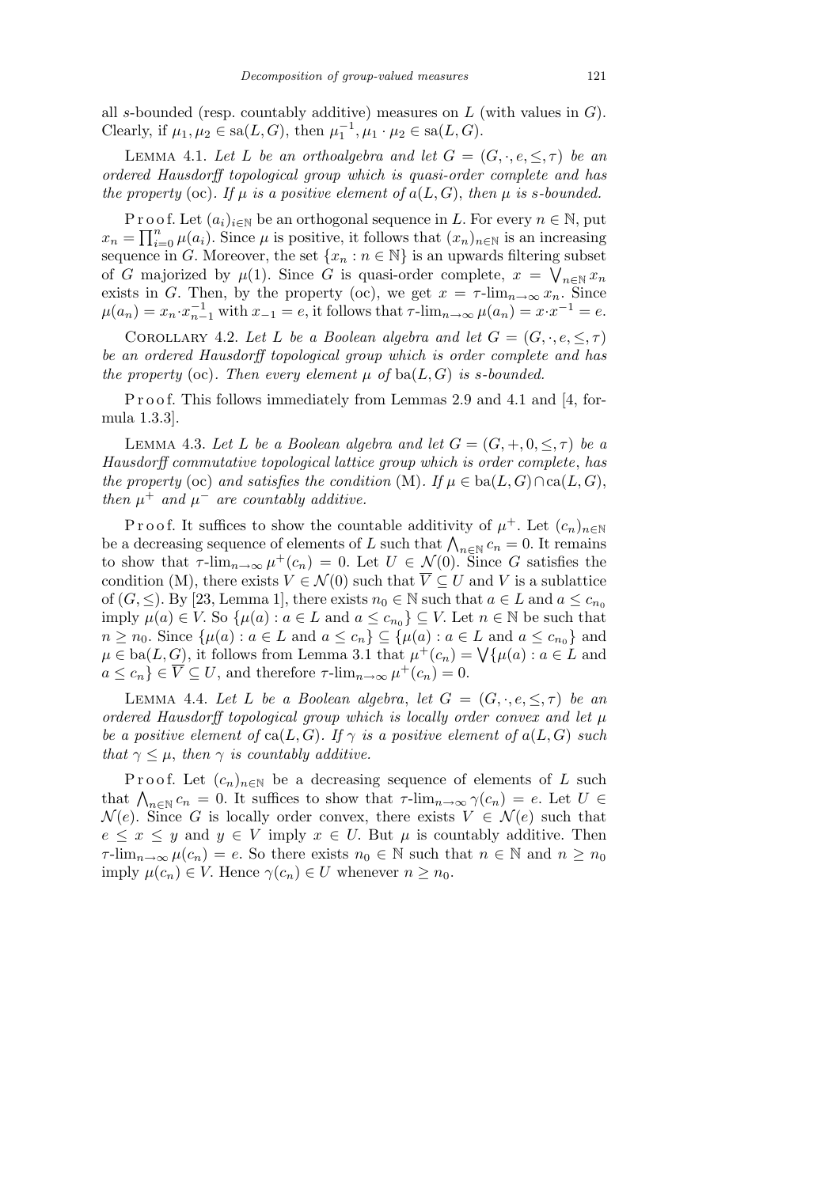all $s$-bounded (resp. countably additive) measures on $L$ (with values in $G$). Clearly, if $\mu_1, \mu_2 \in \mathrm{sa}(L, G)$, then $\mu_1^{-1}, \mu_1 \cdot \mu_2 \in \mathrm{sa}(L, G)$.

LEMMA 4.1. *Let $L$ be an orthoalgebra and let $G = (G, \cdot, e, \leq, \tau)$ be an ordered Hausdorff topological group which is quasi-order complete and has the property* (oc). *If $\mu$ is a positive element of $a(L, G)$, then $\mu$ is $s$-bounded.*

Proof. Let $(a_i)_{i \in \mathbb{N}}$ be an orthogonal sequence in $L$. For every $n \in \mathbb{N}$, put $x_n = \prod_{i=0}^{n} \mu(a_i)$. Since $\mu$ is positive, it follows that $(x_n)_{n\in\mathbb{N}}$ is an increasing sequence in $G$. Moreover, the set $\{x_n : n \in \mathbb{N}\}$ is an upwards filtering subset of $G$ majorized by $\mu(1)$. Since $G$ is quasi-order complete, $x = \bigvee_{n\in\mathbb{N}} x_n$ exists in $G$. Then, by the property (oc), we get $x = \tau\text{-}\lim_{n\to\infty} x_n$. Since $\mu(a_n) = x_n \cdot x_{n-1}^{-1}$ with $x_{-1} = e$, it follows that $\tau\text{-}\lim_{n\to\infty} \mu(a_n) = x \cdot x^{-1} = e$.

COROLLARY 4.2. *Let $L$ be a Boolean algebra and let $G = (G, \cdot, e, \leq, \tau)$ be an ordered Hausdorff topological group which is order complete and has the property* (oc). *Then every element $\mu$ of $\mathrm{ba}(L, G)$ is $s$-bounded.*

Proof. This follows immediately from Lemmas 2.9 and 4.1 and [4, formula 1.3.3].

LEMMA 4.3. *Let $L$ be a Boolean algebra and let $G = (G, +, 0, \leq, \tau)$ be a Hausdorff commutative topological lattice group which is order complete, has the property* (oc) *and satisfies the condition* (M). *If $\mu \in \mathrm{ba}(L, G) \cap \mathrm{ca}(L, G)$, then $\mu^+$ and $\mu^-$ are countably additive.*

Proof. It suffices to show the countable additivity of $\mu^+$. Let $(c_n)_{n\in\mathbb{N}}$ be a decreasing sequence of elements of $L$ such that $\bigwedge_{n\in\mathbb{N}} c_n = 0$. It remains to show that $\tau\text{-}\lim_{n\to\infty} \mu^+(c_n) = 0$. Let $U \in \mathcal{N}(0)$. Since $G$ satisfies the condition (M), there exists $V \in \mathcal{N}(0)$ such that $\overline{V} \subseteq U$ and $V$ is a sublattice of $(G, \leq)$. By [23, Lemma 1], there exists $n_0 \in \mathbb{N}$ such that $a \in L$ and $a \leq c_{n_0}$ imply $\mu(a) \in V$. So $\{\mu(a) : a \in L \text{ and } a \leq c_{n_0}\} \subseteq V$. Let $n \in \mathbb{N}$ be such that $n \geq n_0$. Since $\{\mu(a) : a \in L \text{ and } a \leq c_n\} \subseteq \{\mu(a) : a \in L \text{ and } a \leq c_{n_0}\}$ and $\mu \in \mathrm{ba}(L, G)$, it follows from Lemma 3.1 that $\mu^+(c_n) = \bigvee\{\mu(a) : a \in L \text{ and } a \leq c_n\} \in \overline{V} \subseteq U$, and therefore $\tau\text{-}\lim_{n\to\infty} \mu^+(c_n) = 0$.

LEMMA 4.4. *Let $L$ be a Boolean algebra, let $G = (G, \cdot, e, \leq, \tau)$ be an ordered Hausdorff topological group which is locally order convex and let $\mu$ be a positive element of $\mathrm{ca}(L, G)$. If $\gamma$ is a positive element of $a(L, G)$ such that $\gamma \leq \mu$, then $\gamma$ is countably additive.*

Proof. Let $(c_n)_{n\in\mathbb{N}}$ be a decreasing sequence of elements of $L$ such that $\bigwedge_{n\in\mathbb{N}} c_n = 0$. It suffices to show that $\tau\text{-}\lim_{n\to\infty} \gamma(c_n) = e$. Let $U \in \mathcal{N}(e)$. Since $G$ is locally order convex, there exists $V \in \mathcal{N}(e)$ such that $e \leq x \leq y$ and $y \in V$ imply $x \in U$. But $\mu$ is countably additive. Then $\tau\text{-}\lim_{n\to\infty} \mu(c_n) = e$. So there exists $n_0 \in \mathbb{N}$ such that $n \in \mathbb{N}$ and $n \geq n_0$ imply $\mu(c_n) \in V$. Hence $\gamma(c_n) \in U$ whenever $n \geq n_0$.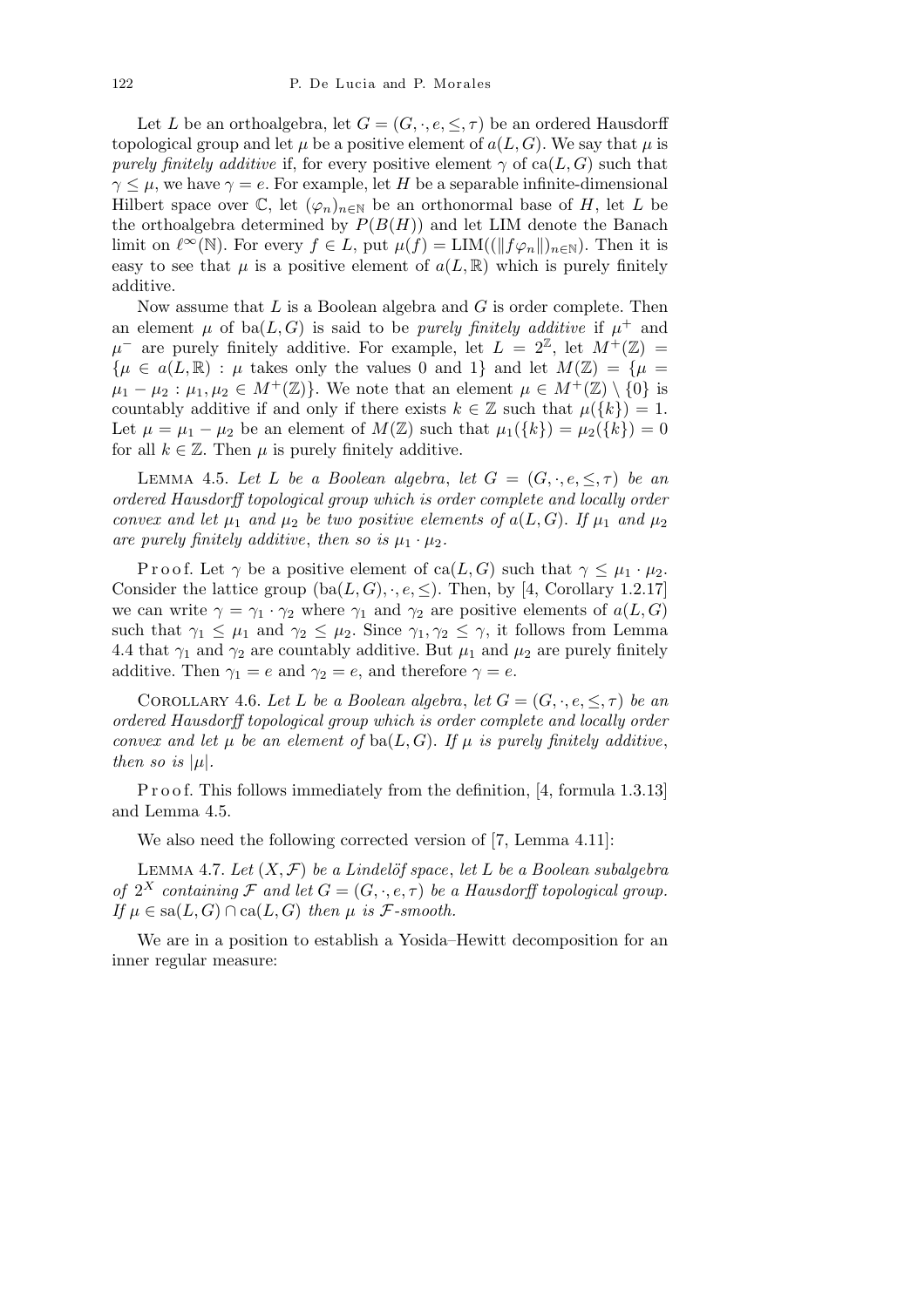Let $L$ be an orthoalgebra, let $G = (G, \cdot, e, \leq, \tau)$ be an ordered Hausdorff topological group and let $\mu$ be a positive element of $a(L, G)$. We say that $\mu$ is *purely finitely additive* if, for every positive element $\gamma$ of $\mathrm{ca}(L, G)$ such that $\gamma \leq \mu$, we have $\gamma = e$. For example, let $H$ be a separable infinite-dimensional Hilbert space over $\mathbb{C}$, let $(\varphi_n)_{n\in\mathbb{N}}$ be an orthonormal base of $H$, let $L$ be the orthoalgebra determined by $P(B(H))$ and let LIM denote the Banach limit on $\ell^\infty(\mathbb{N})$. For every $f \in L$, put $\mu(f) = \mathrm{LIM}((\|f\varphi_n\|)_{n\in\mathbb{N}})$. Then it is easy to see that $\mu$ is a positive element of $a(L, \mathbb{R})$ which is purely finitely additive.

Now assume that $L$ is a Boolean algebra and $G$ is order complete. Then an element $\mu$ of $\mathrm{ba}(L, G)$ is said to be *purely finitely additive* if $\mu^+$ and $\mu^-$ are purely finitely additive. For example, let $L = 2^{\mathbb{Z}}$, let $M^+(\mathbb{Z}) = \{\mu \in a(L, \mathbb{R}) : \mu \text{ takes only the values 0 and 1}\}$ and let $M(\mathbb{Z}) = \{\mu = \mu_1 - \mu_2 : \mu_1, \mu_2 \in M^+(\mathbb{Z})\}$. We note that an element $\mu \in M^+(\mathbb{Z}) \setminus \{0\}$ is countably additive if and only if there exists $k \in \mathbb{Z}$ such that $\mu(\{k\}) = 1$. Let $\mu = \mu_1 - \mu_2$ be an element of $M(\mathbb{Z})$ such that $\mu_1(\{k\}) = \mu_2(\{k\}) = 0$ for all $k \in \mathbb{Z}$. Then $\mu$ is purely finitely additive.

Lemma 4.5. *Let $L$ be a Boolean algebra, let $G = (G, \cdot, e, \leq, \tau)$ be an ordered Hausdorff topological group which is order complete and locally order convex and let $\mu_1$ and $\mu_2$ be two positive elements of $a(L, G)$. If $\mu_1$ and $\mu_2$ are purely finitely additive, then so is $\mu_1 \cdot \mu_2$.*

Proof. Let $\gamma$ be a positive element of $\mathrm{ca}(L, G)$ such that $\gamma \leq \mu_1 \cdot \mu_2$. Consider the lattice group $(\mathrm{ba}(L, G), \cdot, e, \leq)$. Then, by [4, Corollary 1.2.17] we can write $\gamma = \gamma_1 \cdot \gamma_2$ where $\gamma_1$ and $\gamma_2$ are positive elements of $a(L, G)$ such that $\gamma_1 \leq \mu_1$ and $\gamma_2 \leq \mu_2$. Since $\gamma_1, \gamma_2 \leq \gamma$, it follows from Lemma 4.4 that $\gamma_1$ and $\gamma_2$ are countably additive. But $\mu_1$ and $\mu_2$ are purely finitely additive. Then $\gamma_1 = e$ and $\gamma_2 = e$, and therefore $\gamma = e$.

Corollary 4.6. *Let $L$ be a Boolean algebra, let $G = (G, \cdot, e, \leq, \tau)$ be an ordered Hausdorff topological group which is order complete and locally order convex and let $\mu$ be an element of $\mathrm{ba}(L, G)$. If $\mu$ is purely finitely additive, then so is $|\mu|$.*

Proof. This follows immediately from the definition, [4, formula 1.3.13] and Lemma 4.5.

We also need the following corrected version of [7, Lemma 4.11]:

Lemma 4.7. *Let $(X, \mathcal{F})$ be a Lindelöf space, let $L$ be a Boolean subalgebra of $2^X$ containing $\mathcal{F}$ and let $G = (G, \cdot, e, \tau)$ be a Hausdorff topological group. If $\mu \in \mathrm{sa}(L, G) \cap \mathrm{ca}(L, G)$ then $\mu$ is $\mathcal{F}$-smooth.*

We are in a position to establish a Yosida–Hewitt decomposition for an inner regular measure: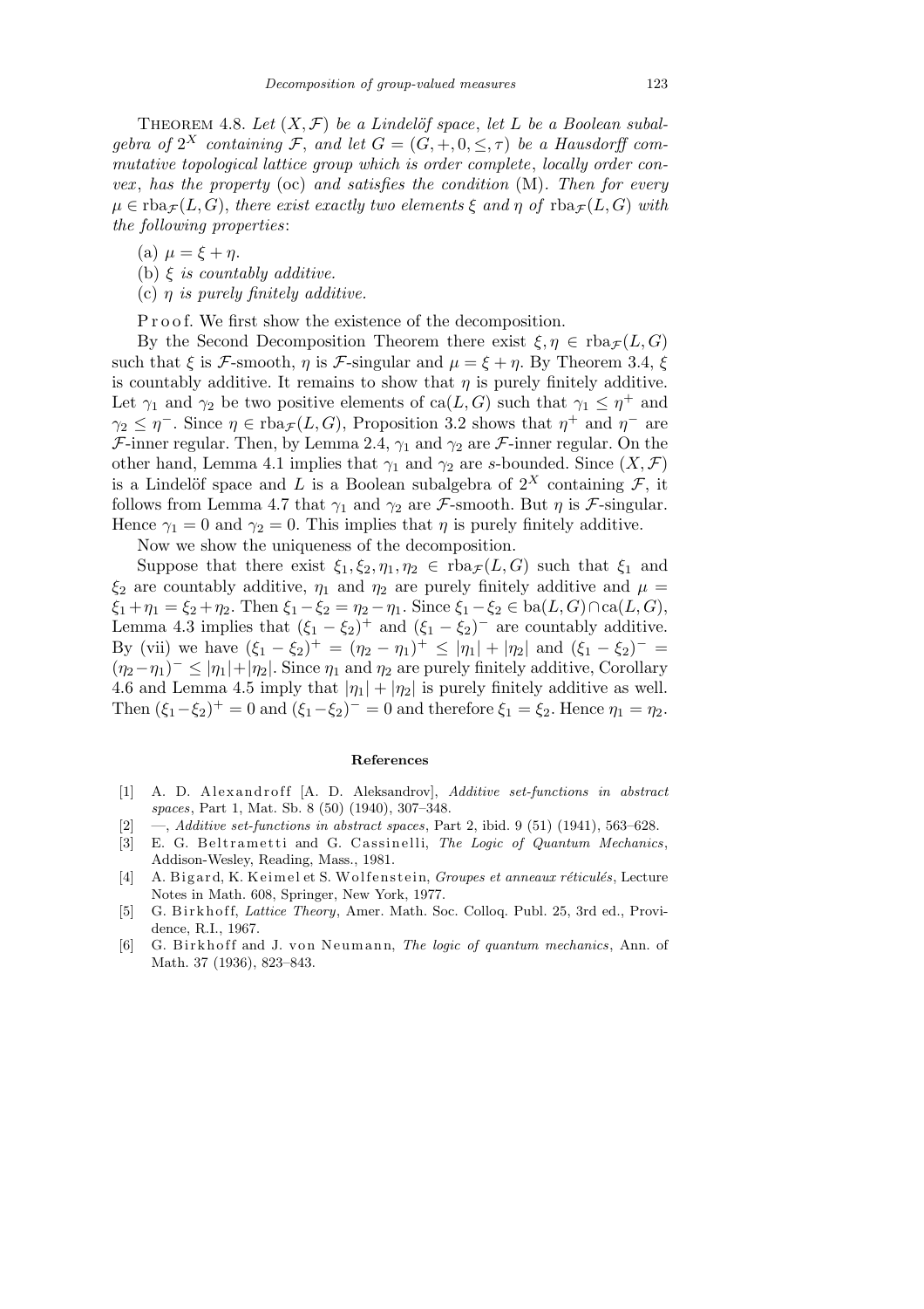THEOREM 4.8. *Let $(X, \mathcal{F})$ be a Lindelöf space, let $L$ be a Boolean subalgebra of $2^X$ containing $\mathcal{F}$, and let $G = (G, +, 0, \leq, \tau)$ be a Hausdorff commutative topological lattice group which is order complete, locally order convex, has the property* (oc) *and satisfies the condition* (M). *Then for every $\mu \in \mathrm{rba}_{\mathcal{F}}(L, G)$, there exist exactly two elements $\xi$ and $\eta$ of $\mathrm{rba}_{\mathcal{F}}(L, G)$ with the following properties*:

(a) $\mu = \xi + \eta$.

(b) *$\xi$ is countably additive.*

(c) *$\eta$ is purely finitely additive.*

Proof. We first show the existence of the decomposition.

By the Second Decomposition Theorem there exist $\xi, \eta \in \mathrm{rba}_{\mathcal{F}}(L, G)$ such that $\xi$ is $\mathcal{F}$-smooth, $\eta$ is $\mathcal{F}$-singular and $\mu = \xi + \eta$. By Theorem 3.4, $\xi$ is countably additive. It remains to show that $\eta$ is purely finitely additive. Let $\gamma_1$ and $\gamma_2$ be two positive elements of $\mathrm{ca}(L, G)$ such that $\gamma_1 \leq \eta^+$ and $\gamma_2 \leq \eta^-$. Since $\eta \in \mathrm{rba}_{\mathcal{F}}(L, G)$, Proposition 3.2 shows that $\eta^+$ and $\eta^-$ are $\mathcal{F}$-inner regular. Then, by Lemma 2.4, $\gamma_1$ and $\gamma_2$ are $\mathcal{F}$-inner regular. On the other hand, Lemma 4.1 implies that $\gamma_1$ and $\gamma_2$ are $s$-bounded. Since $(X, \mathcal{F})$ is a Lindelöf space and $L$ is a Boolean subalgebra of $2^X$ containing $\mathcal{F}$, it follows from Lemma 4.7 that $\gamma_1$ and $\gamma_2$ are $\mathcal{F}$-smooth. But $\eta$ is $\mathcal{F}$-singular. Hence $\gamma_1 = 0$ and $\gamma_2 = 0$. This implies that $\eta$ is purely finitely additive.

Now we show the uniqueness of the decomposition.

Suppose that there exist $\xi_1, \xi_2, \eta_1, \eta_2 \in \mathrm{rba}_{\mathcal{F}}(L, G)$ such that $\xi_1$ and $\xi_2$ are countably additive, $\eta_1$ and $\eta_2$ are purely finitely additive and $\mu = \xi_1 + \eta_1 = \xi_2 + \eta_2$. Then $\xi_1 - \xi_2 = \eta_2 - \eta_1$. Since $\xi_1 - \xi_2 \in \mathrm{ba}(L, G) \cap \mathrm{ca}(L, G)$, Lemma 4.3 implies that $(\xi_1 - \xi_2)^+$ and $(\xi_1 - \xi_2)^-$ are countably additive. By (vii) we have $(\xi_1 - \xi_2)^+ = (\eta_2 - \eta_1)^+ \leq |\eta_1| + |\eta_2|$ and $(\xi_1 - \xi_2)^- = (\eta_2 - \eta_1)^- \leq |\eta_1| + |\eta_2|$. Since $\eta_1$ and $\eta_2$ are purely finitely additive, Corollary 4.6 and Lemma 4.5 imply that $|\eta_1| + |\eta_2|$ is purely finitely additive as well. Then $(\xi_1 - \xi_2)^+ = 0$ and $(\xi_1 - \xi_2)^- = 0$ and therefore $\xi_1 = \xi_2$. Hence $\eta_1 = \eta_2$.

## References

[1] A. D. Alexandroff [A. D. Aleksandrov], *Additive set-functions in abstract spaces*, Part 1, Mat. Sb. 8 (50) (1940), 307–348.

[2] —, *Additive set-functions in abstract spaces*, Part 2, ibid. 9 (51) (1941), 563–628.

[3] E. G. Beltrametti and G. Cassinelli, *The Logic of Quantum Mechanics*, Addison-Wesley, Reading, Mass., 1981.

[4] A. Bigard, K. Keimel et S. Wolfenstein, *Groupes et anneaux réticulés*, Lecture Notes in Math. 608, Springer, New York, 1977.

[5] G. Birkhoff, *Lattice Theory*, Amer. Math. Soc. Colloq. Publ. 25, 3rd ed., Providence, R.I., 1967.

[6] G. Birkhoff and J. von Neumann, *The logic of quantum mechanics*, Ann. of Math. 37 (1936), 823–843.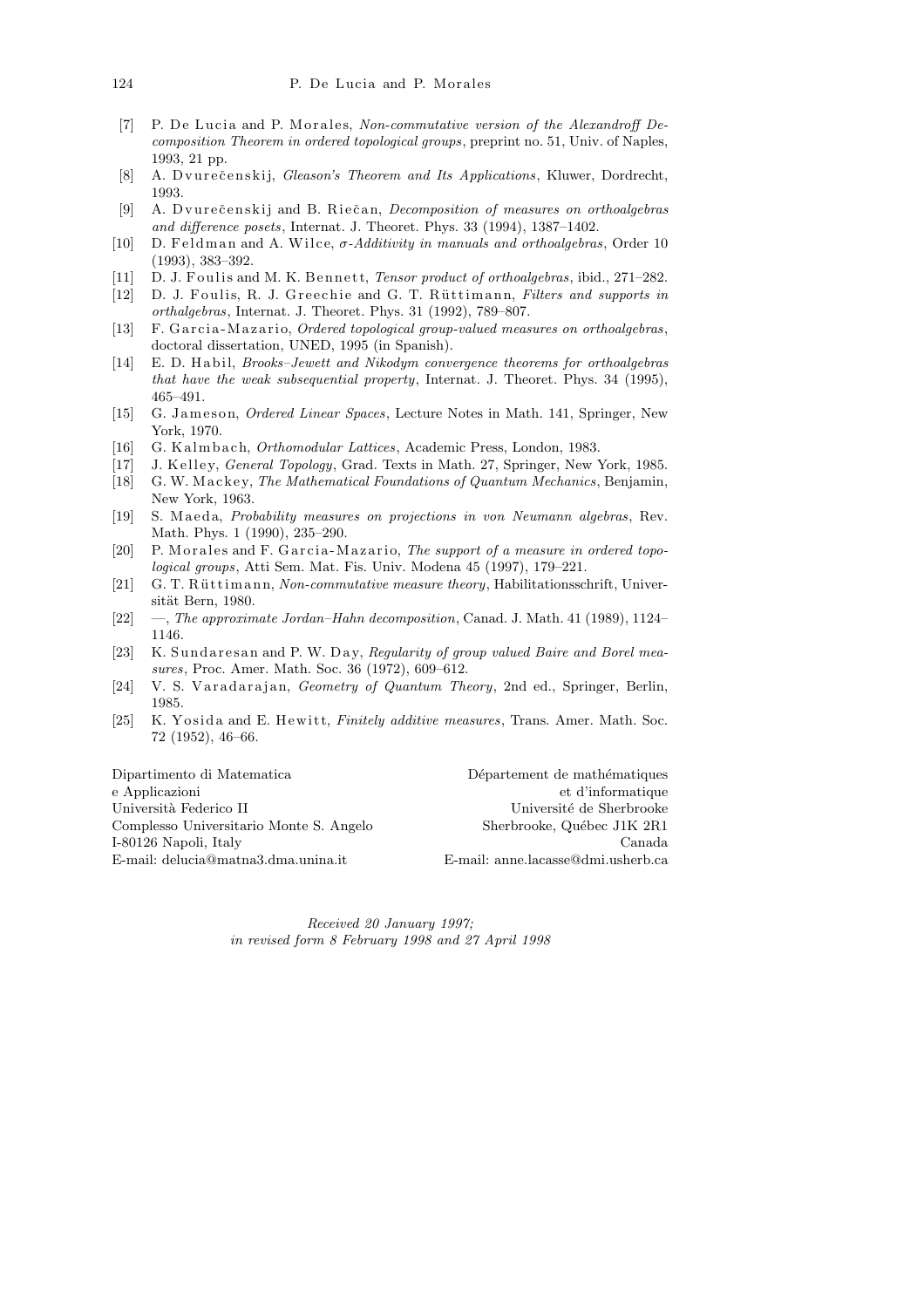[7] P. De Lucia and P. Morales, *Non-commutative version of the Alexandroff Decomposition Theorem in ordered topological groups*, preprint no. 51, Univ. of Naples, 1993, 21 pp.

[8] A. Dvurečenskij, *Gleason's Theorem and Its Applications*, Kluwer, Dordrecht, 1993.

[9] A. Dvurečenskij and B. Riečan, *Decomposition of measures on orthoalgebras and difference posets*, Internat. J. Theoret. Phys. 33 (1994), 1387–1402.

[10] D. Feldman and A. Wilce, *σ-Additivity in manuals and orthoalgebras*, Order 10 (1993), 383–392.

[11] D. J. Foulis and M. K. Bennett, *Tensor product of orthoalgebras*, ibid., 271–282.

[12] D. J. Foulis, R. J. Greechie and G. T. Rüttimann, *Filters and supports in orthalgebras*, Internat. J. Theoret. Phys. 31 (1992), 789–807.

[13] F. Garcia-Mazario, *Ordered topological group-valued measures on orthoalgebras*, doctoral dissertation, UNED, 1995 (in Spanish).

[14] E. D. Habil, *Brooks–Jewett and Nikodym convergence theorems for orthoalgebras that have the weak subsequential property*, Internat. J. Theoret. Phys. 34 (1995), 465–491.

[15] G. Jameson, *Ordered Linear Spaces*, Lecture Notes in Math. 141, Springer, New York, 1970.

[16] G. Kalmbach, *Orthomodular Lattices*, Academic Press, London, 1983.

[17] J. Kelley, *General Topology*, Grad. Texts in Math. 27, Springer, New York, 1985.

[18] G. W. Mackey, *The Mathematical Foundations of Quantum Mechanics*, Benjamin, New York, 1963.

[19] S. Maeda, *Probability measures on projections in von Neumann algebras*, Rev. Math. Phys. 1 (1990), 235–290.

[20] P. Morales and F. Garcia-Mazario, *The support of a measure in ordered topological groups*, Atti Sem. Mat. Fis. Univ. Modena 45 (1997), 179–221.

[21] G. T. Rüttimann, *Non-commutative measure theory*, Habilitationsschrift, Universität Bern, 1980.

[22] —, *The approximate Jordan–Hahn decomposition*, Canad. J. Math. 41 (1989), 1124–1146.

[23] K. Sundaresan and P. W. Day, *Regularity of group valued Baire and Borel measures*, Proc. Amer. Math. Soc. 36 (1972), 609–612.

[24] V. S. Varadarajan, *Geometry of Quantum Theory*, 2nd ed., Springer, Berlin, 1985.

[25] K. Yosida and E. Hewitt, *Finitely additive measures*, Trans. Amer. Math. Soc. 72 (1952), 46–66.

Dipartimento di Matematica
e Applicazioni
Università Federico II
Complesso Universitario Monte S. Angelo
I-80126 Napoli, Italy
E-mail: delucia@matna3.dma.unina.it

Département de mathématiques
et d'informatique
Université de Sherbrooke
Sherbrooke, Québec J1K 2R1
Canada
E-mail: anne.lacasse@dmi.usherb.ca

*Received 20 January 1997;*
*in revised form 8 February 1998 and 27 April 1998*